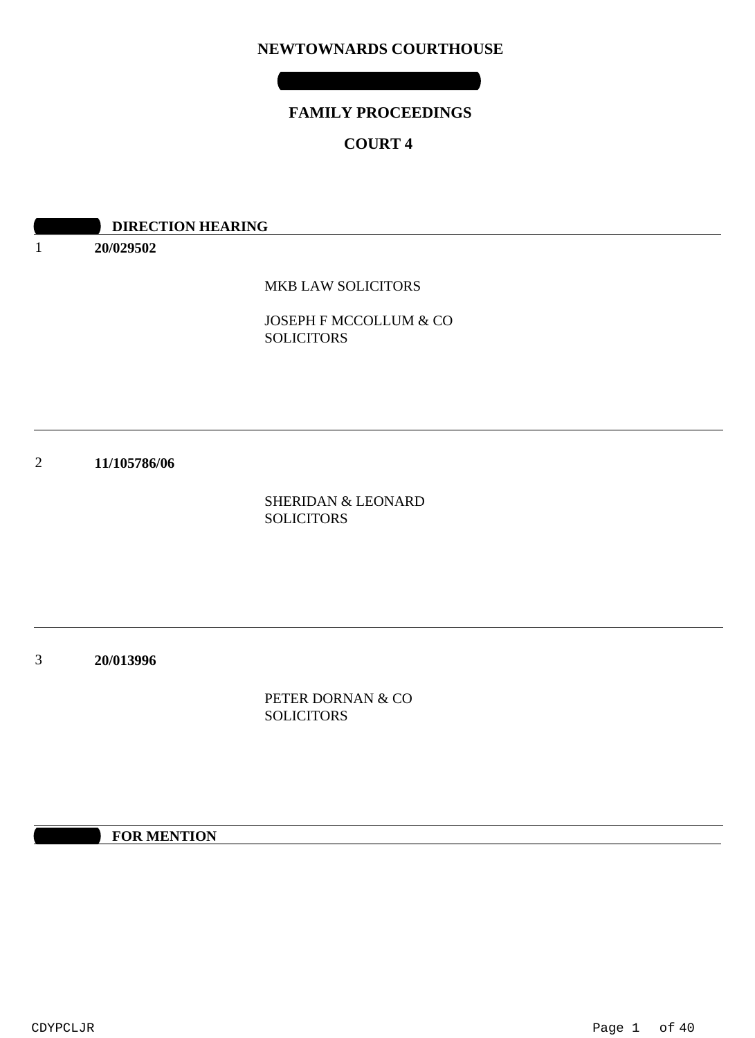# NEWTOWNARDS COURTHOUSE

## FAMILY PROCEEDINGS

## COURT 4

### DIRECTION HEARING

1 **20/029502**

MKB LAW SOLICITORS

JOSEPH F MCCOLLUM & CO SOLICITORS

---

2 **11/105786/06**

SHERIDAN & LEONARD SOLICITORS

---

3 **20/013996**

PETER DORNAN & CO SOLICITORS

### FOR MENTION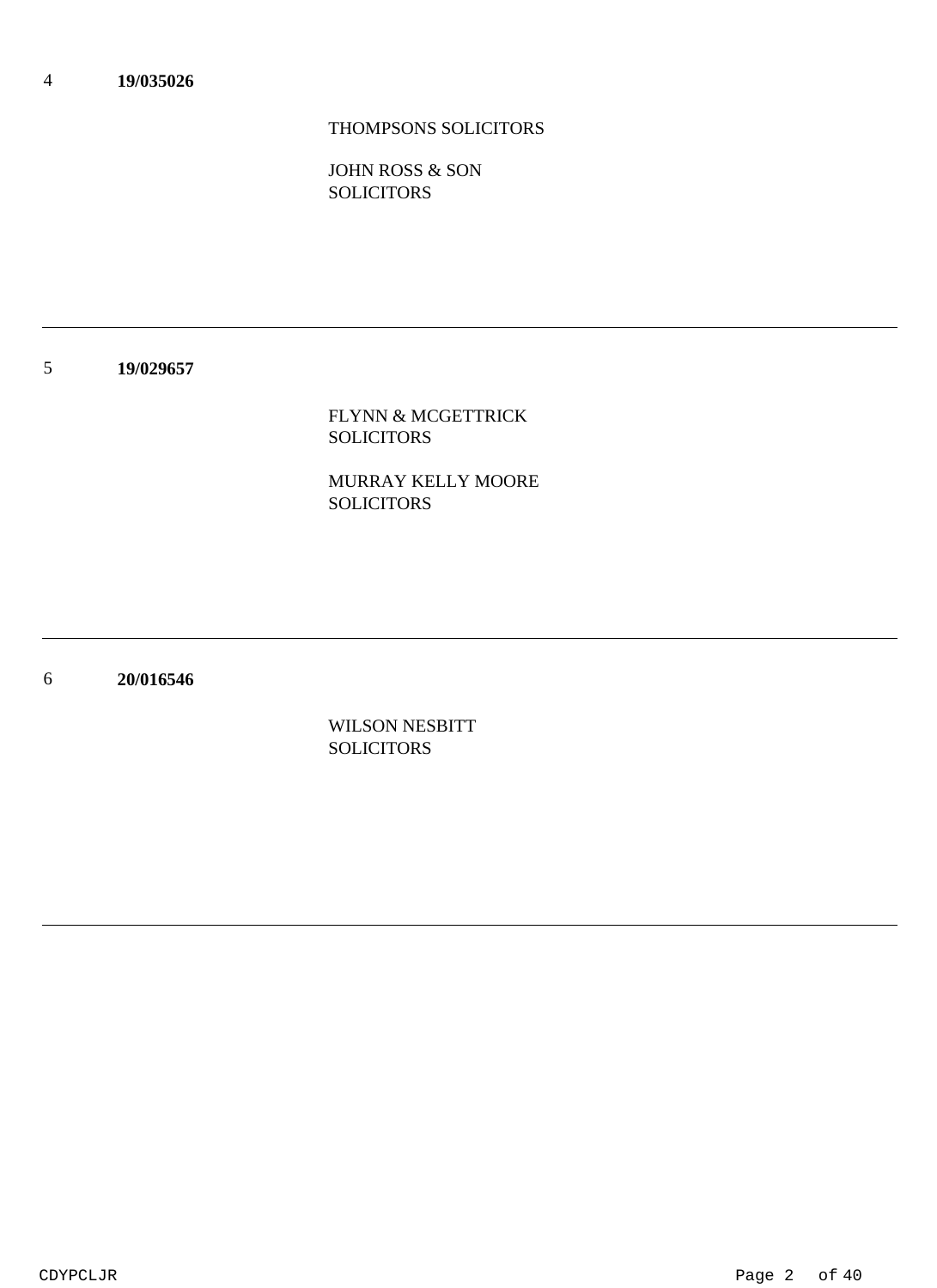4 **19/035026**

THOMPSONS SOLICITORS

JOHN ROSS & SON SOLICITORS

---

5 **19/029657**

FLYNN & MCGETTRICK SOLICITORS

MURRAY KELLY MOORE SOLICITORS

---

6 **20/016546**

WILSON NESBITT SOLICITORS

---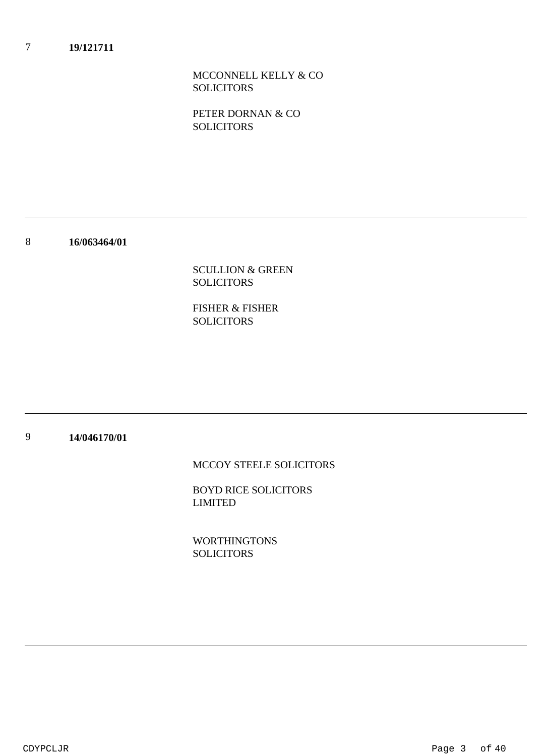7 **19/121711**

MCCONNELL KELLY & CO SOLICITORS

PETER DORNAN & CO SOLICITORS

---

8 **16/063464/01**

SCULLION & GREEN SOLICITORS

FISHER & FISHER SOLICITORS

---

9 **14/046170/01**

MCCOY STEELE SOLICITORS

BOYD RICE SOLICITORS LIMITED

WORTHINGTONS SOLICITORS

---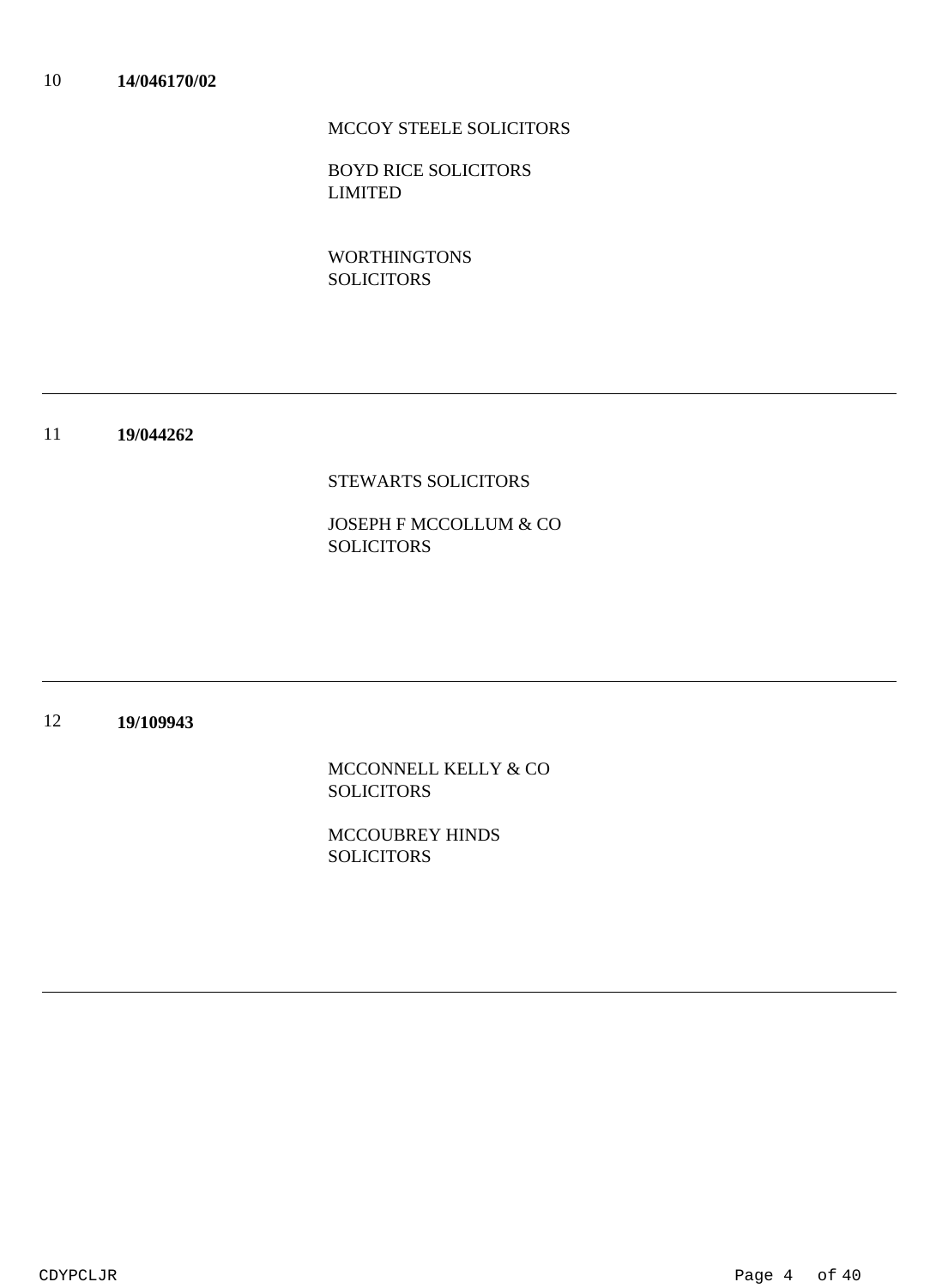10 **14/046170/02**

MCCOY STEELE SOLICITORS

BOYD RICE SOLICITORS LIMITED

WORTHINGTONS SOLICITORS

---

11 **19/044262**

STEWARTS SOLICITORS

JOSEPH F MCCOLLUM & CO SOLICITORS

---

12 **19/109943**

MCCONNELL KELLY & CO SOLICITORS

MCCOUBREY HINDS SOLICITORS

---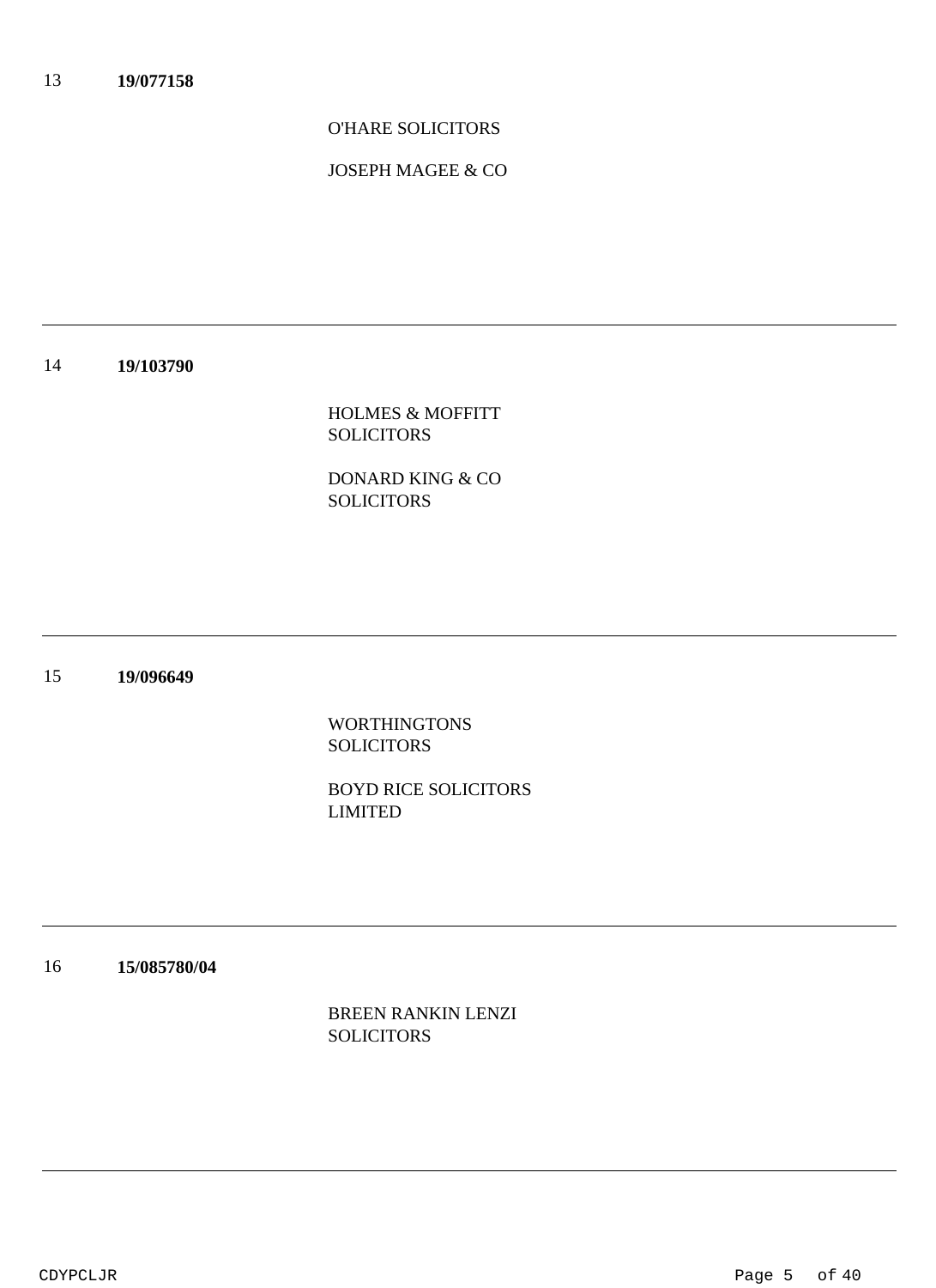13 **19/077158**

O'HARE SOLICITORS

JOSEPH MAGEE & CO

---

14 **19/103790**

HOLMES & MOFFITT SOLICITORS

DONARD KING & CO SOLICITORS

---

15 **19/096649**

WORTHINGTONS SOLICITORS

BOYD RICE SOLICITORS LIMITED

---

16 **15/085780/04**

BREEN RANKIN LENZI SOLICITORS

---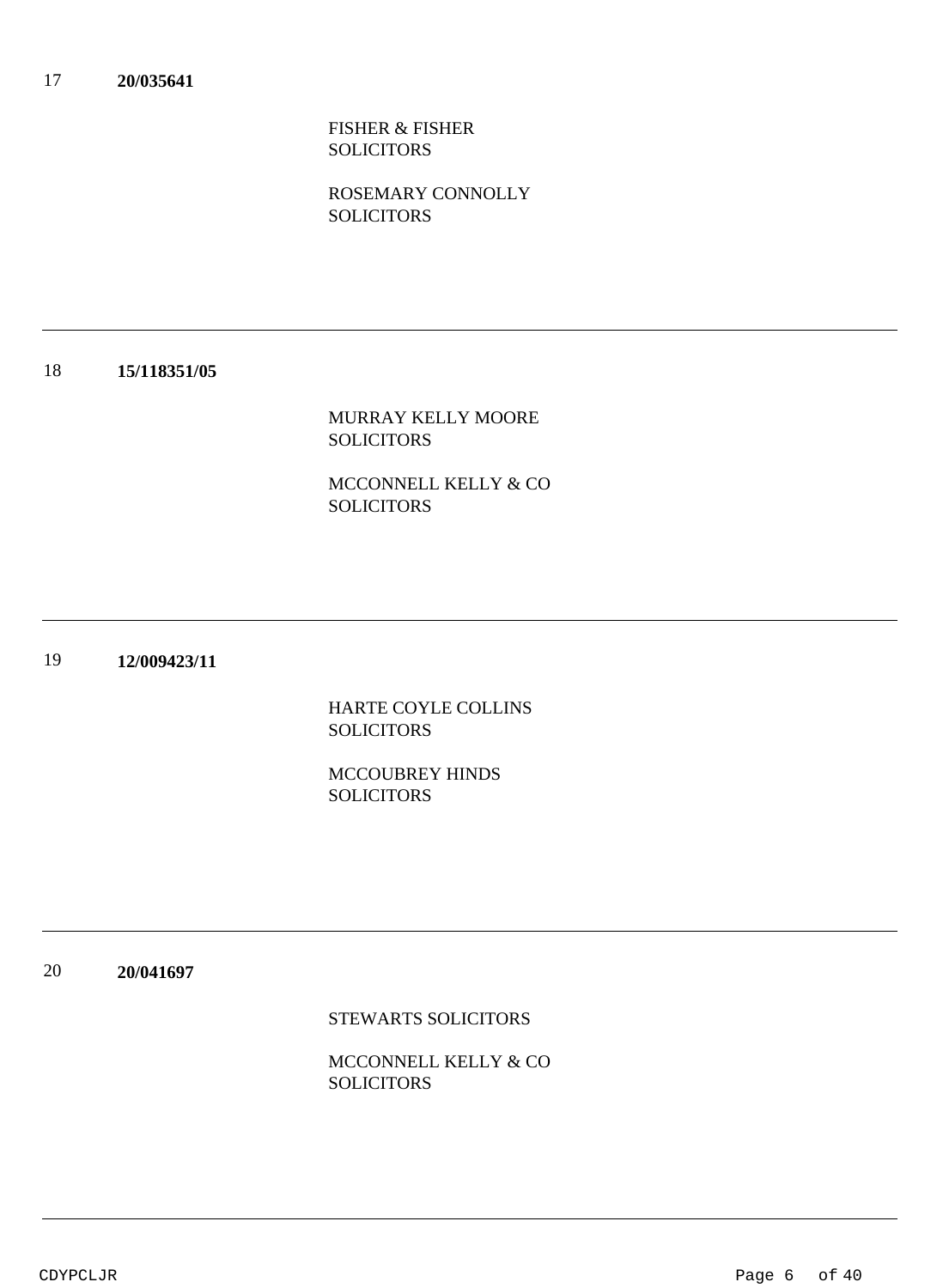17 **20/035641**

FISHER & FISHER
SOLICITORS

ROSEMARY CONNOLLY
SOLICITORS

---

18 **15/118351/05**

MURRAY KELLY MOORE
SOLICITORS

MCCONNELL KELLY & CO
SOLICITORS

---

19 **12/009423/11**

HARTE COYLE COLLINS
SOLICITORS

MCCOUBREY HINDS
SOLICITORS

---

20 **20/041697**

STEWARTS SOLICITORS

MCCONNELL KELLY & CO
SOLICITORS

---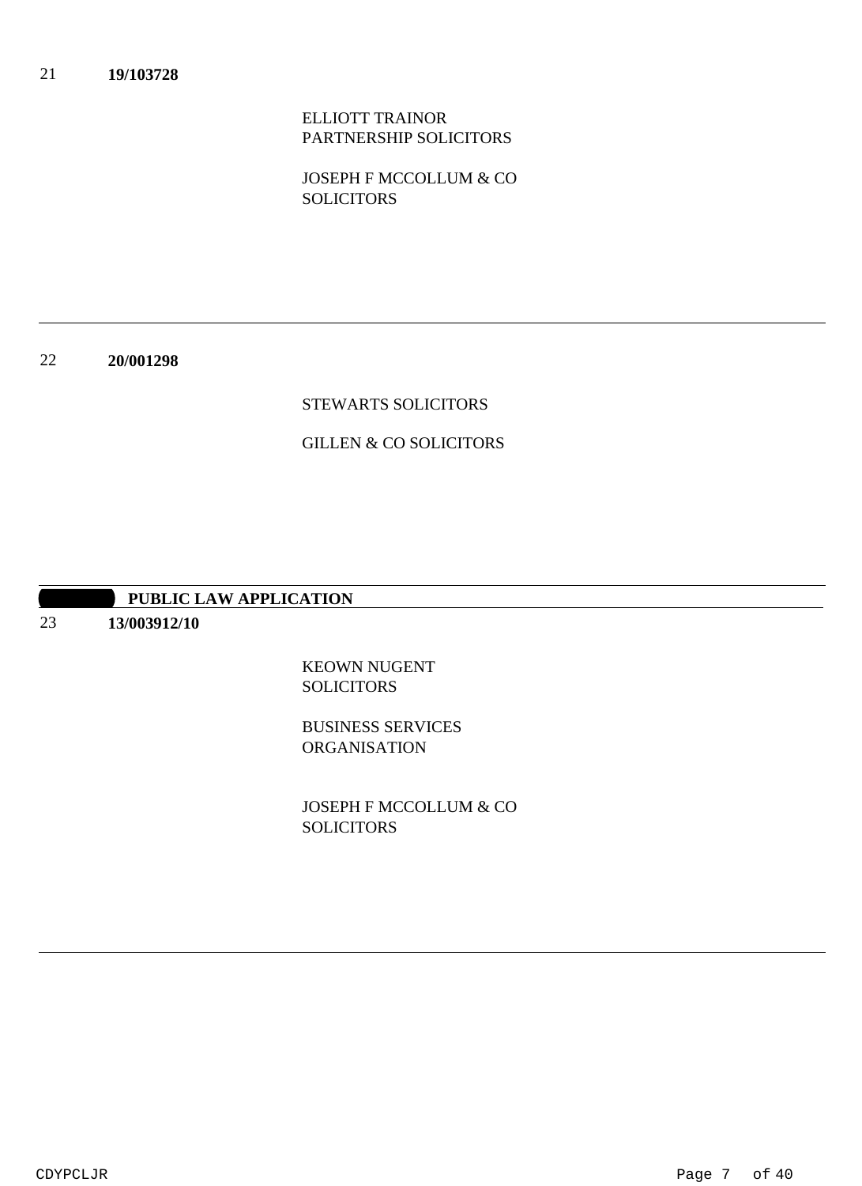21 **19/103728**

ELLIOTT TRAINOR
PARTNERSHIP SOLICITORS

JOSEPH F MCCOLLUM & CO
SOLICITORS

---

22 **20/001298**

STEWARTS SOLICITORS

GILLEN & CO SOLICITORS

---

**PUBLIC LAW APPLICATION**

23 **13/003912/10**

KEOWN NUGENT
SOLICITORS

BUSINESS SERVICES
ORGANISATION

JOSEPH F MCCOLLUM & CO
SOLICITORS

---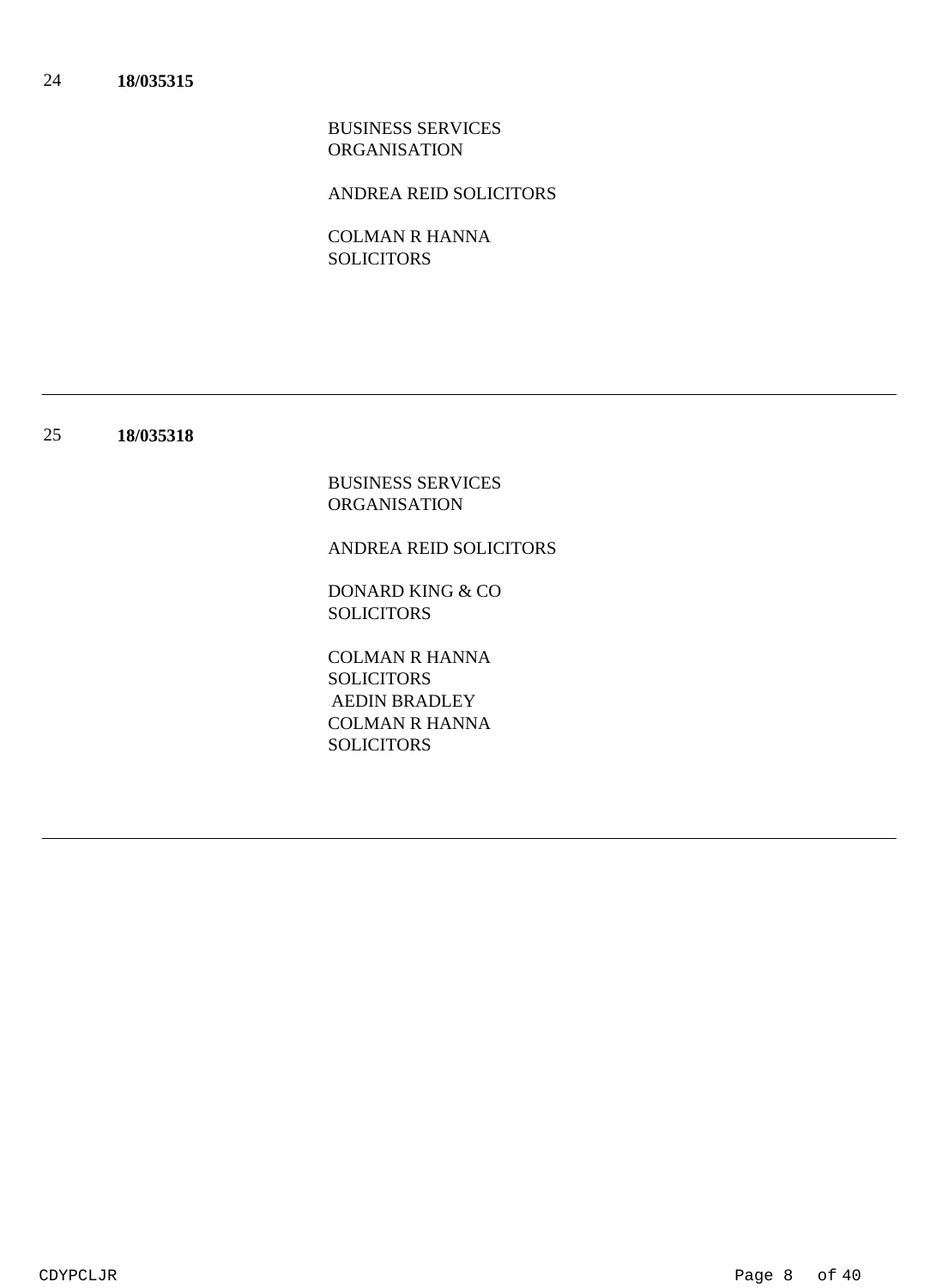24 **18/035315**

BUSINESS SERVICES ORGANISATION

ANDREA REID SOLICITORS

COLMAN R HANNA SOLICITORS

---

25 **18/035318**

BUSINESS SERVICES ORGANISATION

ANDREA REID SOLICITORS

DONARD KING & CO SOLICITORS

COLMAN R HANNA SOLICITORS
AEDIN BRADLEY
COLMAN R HANNA SOLICITORS

---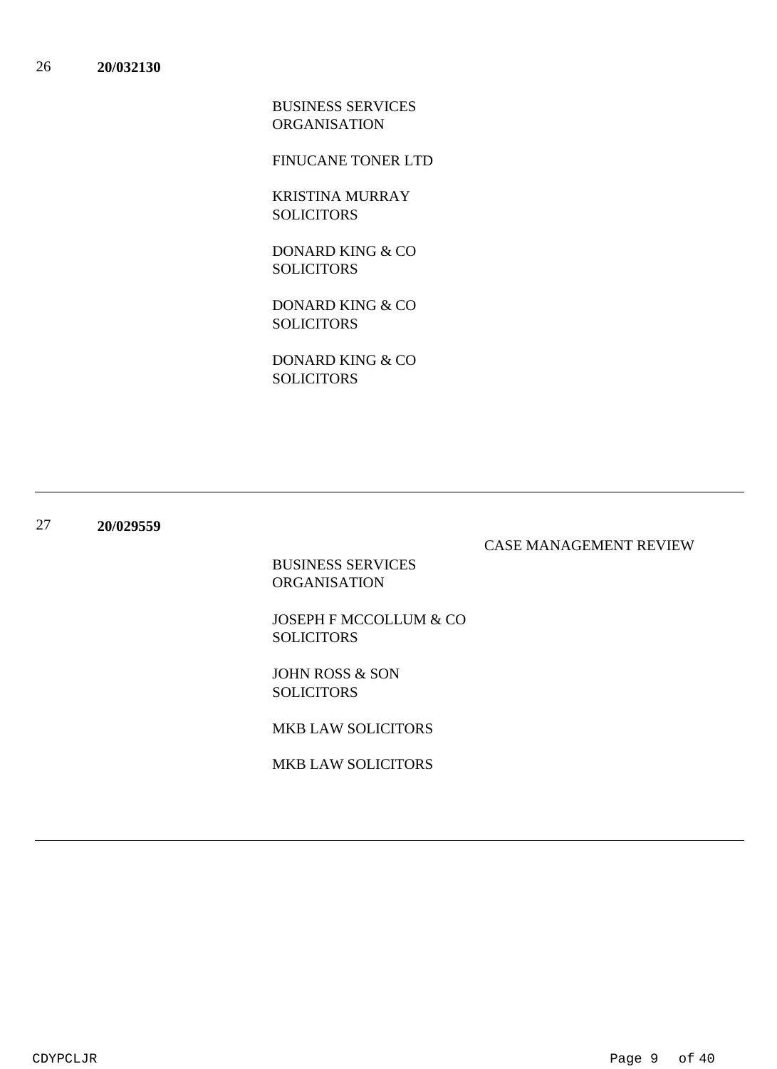26 **20/032130**

BUSINESS SERVICES ORGANISATION

FINUCANE TONER LTD

KRISTINA MURRAY SOLICITORS

DONARD KING & CO SOLICITORS

DONARD KING & CO SOLICITORS

DONARD KING & CO SOLICITORS

---

27 **20/029559**

CASE MANAGEMENT REVIEW

BUSINESS SERVICES ORGANISATION

JOSEPH F MCCOLLUM & CO SOLICITORS

JOHN ROSS & SON SOLICITORS

MKB LAW SOLICITORS

MKB LAW SOLICITORS

---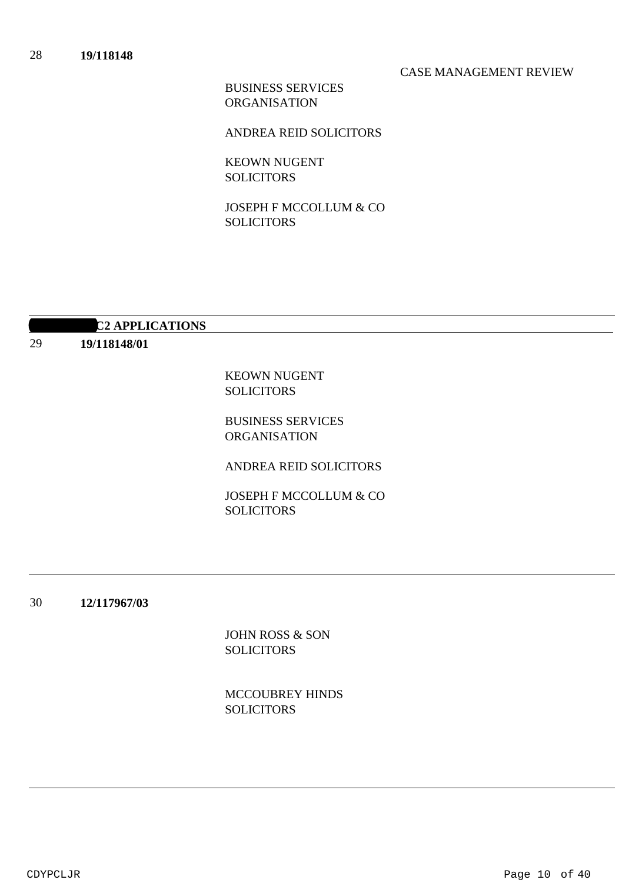28 **19/118148**

CASE MANAGEMENT REVIEW

BUSINESS SERVICES ORGANISATION

ANDREA REID SOLICITORS

KEOWN NUGENT SOLICITORS

JOSEPH F MCCOLLUM & CO SOLICITORS

---

**C2 APPLICATIONS**

---

29 **19/118148/01**

KEOWN NUGENT SOLICITORS

BUSINESS SERVICES ORGANISATION

ANDREA REID SOLICITORS

JOSEPH F MCCOLLUM & CO SOLICITORS

---

30 **12/117967/03**

JOHN ROSS & SON SOLICITORS

MCCOUBREY HINDS SOLICITORS

---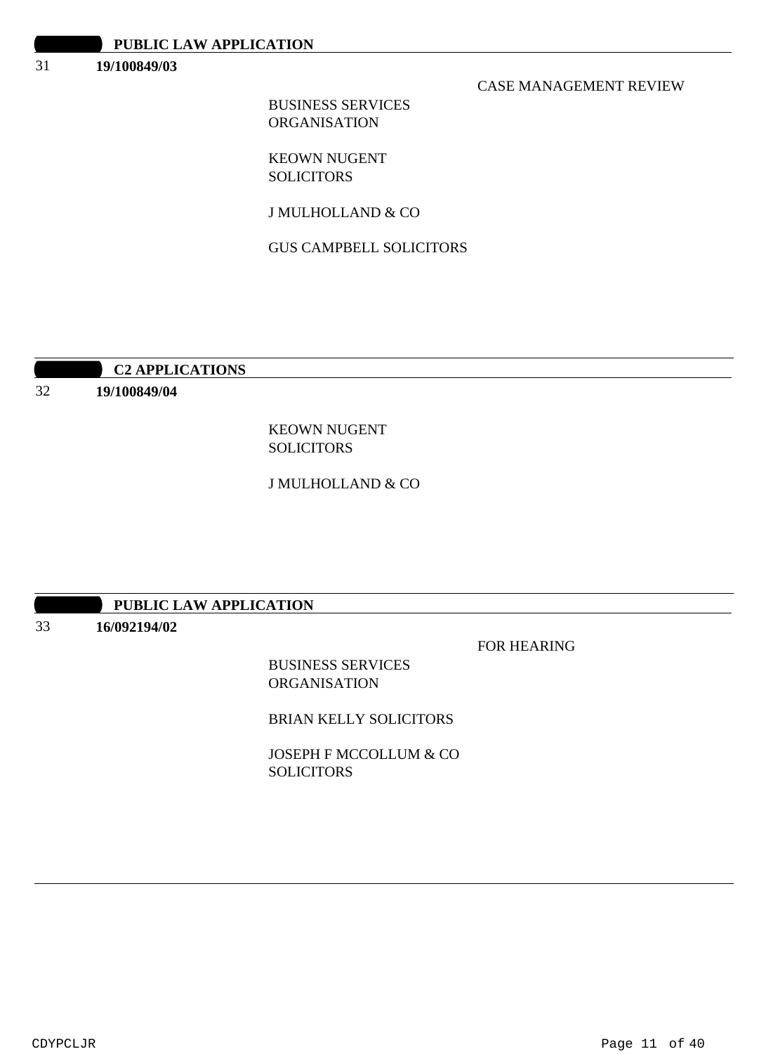## PUBLIC LAW APPLICATION

31 **19/100849/03**

CASE MANAGEMENT REVIEW

BUSINESS SERVICES ORGANISATION

KEOWN NUGENT SOLICITORS

J MULHOLLAND & CO

GUS CAMPBELL SOLICITORS

## C2 APPLICATIONS

32 **19/100849/04**

KEOWN NUGENT SOLICITORS

J MULHOLLAND & CO

## PUBLIC LAW APPLICATION

33 **16/092194/02**

FOR HEARING

BUSINESS SERVICES ORGANISATION

BRIAN KELLY SOLICITORS

JOSEPH F MCCOLLUM & CO SOLICITORS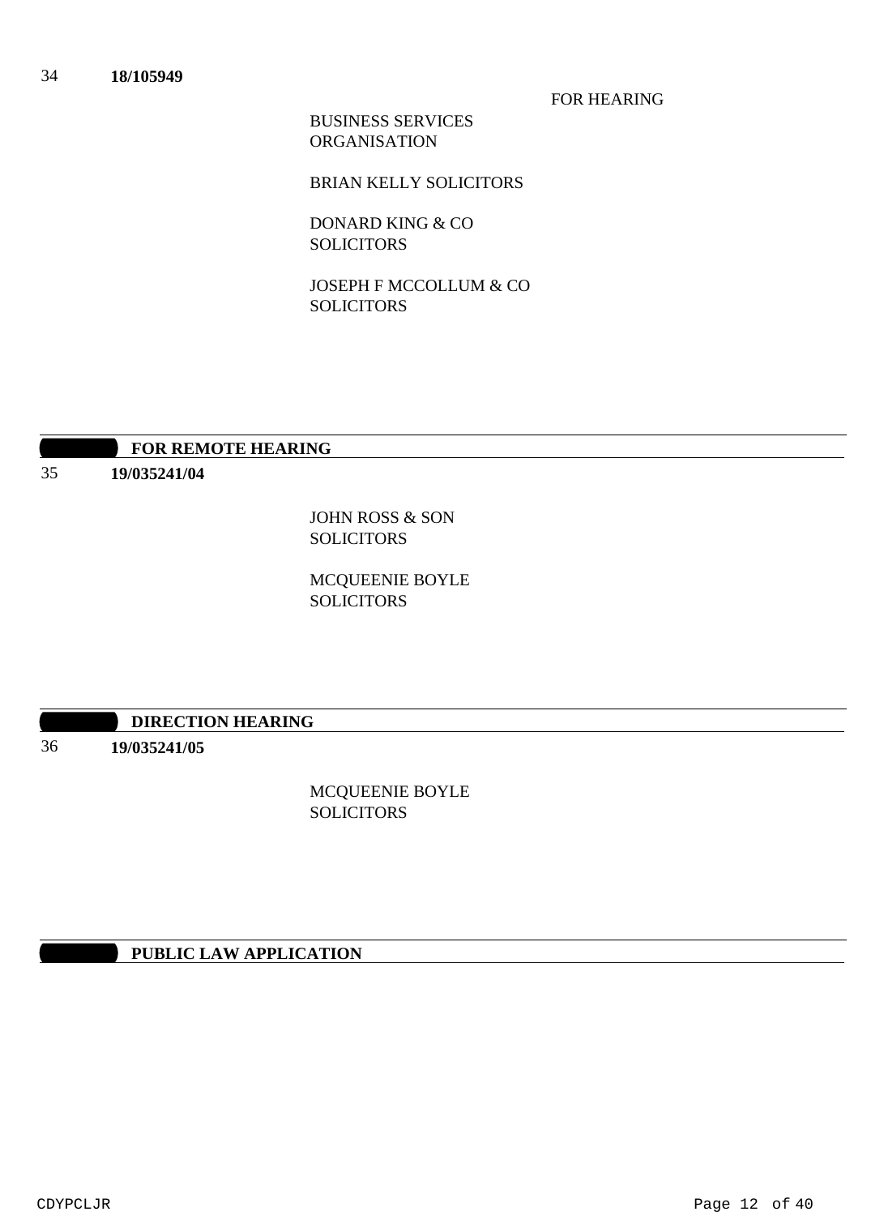34 **18/105949**

FOR HEARING

BUSINESS SERVICES ORGANISATION

BRIAN KELLY SOLICITORS

DONARD KING & CO SOLICITORS

JOSEPH F MCCOLLUM & CO SOLICITORS

---

**FOR REMOTE HEARING**

35 **19/035241/04**

JOHN ROSS & SON SOLICITORS

MCQUEENIE BOYLE SOLICITORS

---

**DIRECTION HEARING**

36 **19/035241/05**

MCQUEENIE BOYLE SOLICITORS

---

**PUBLIC LAW APPLICATION**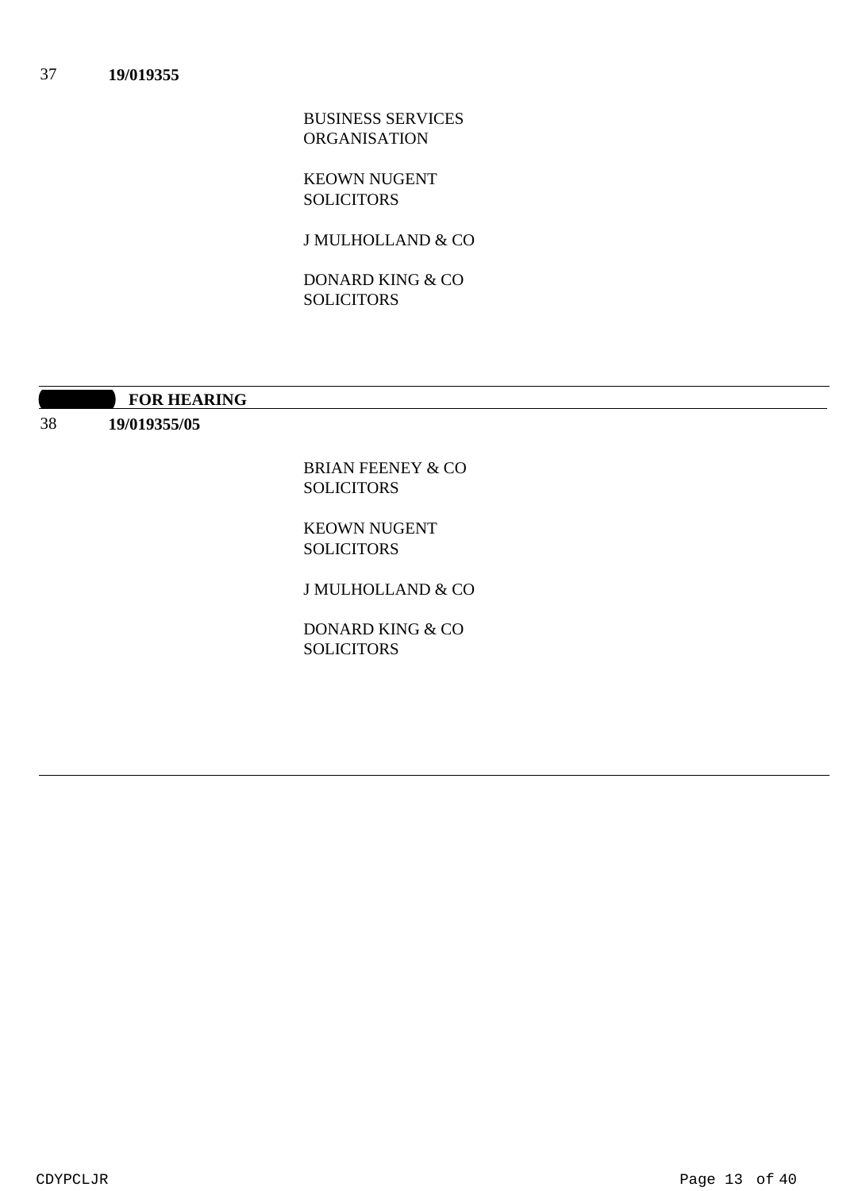37 **19/019355**

BUSINESS SERVICES ORGANISATION

KEOWN NUGENT SOLICITORS

J MULHOLLAND & CO

DONARD KING & CO SOLICITORS

---

**FOR HEARING**

38 **19/019355/05**

BRIAN FEENEY & CO SOLICITORS

KEOWN NUGENT SOLICITORS

J MULHOLLAND & CO

DONARD KING & CO SOLICITORS

---

CDYPCLJR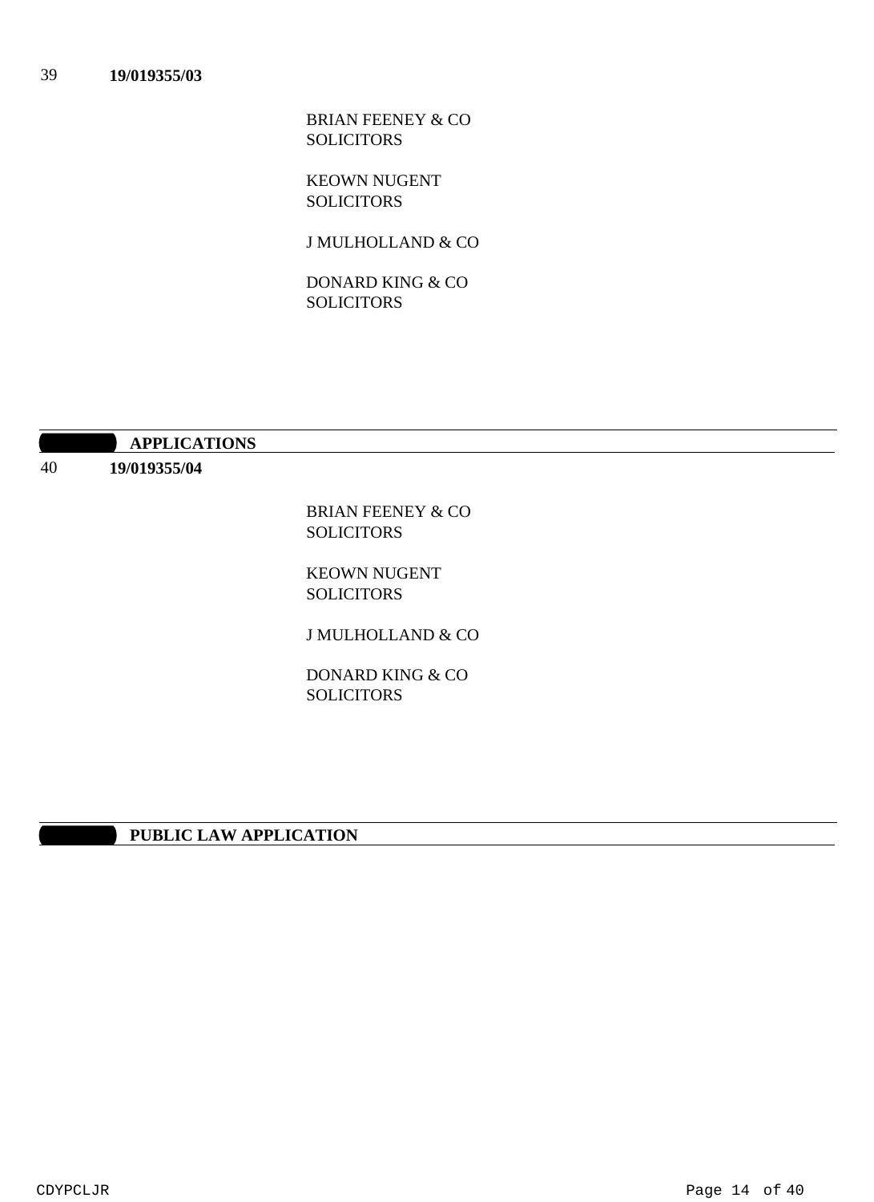39 **19/019355/03**

BRIAN FEENEY & CO
SOLICITORS

KEOWN NUGENT
SOLICITORS

J MULHOLLAND & CO

DONARD KING & CO
SOLICITORS

## APPLICATIONS

40 **19/019355/04**

BRIAN FEENEY & CO
SOLICITORS

KEOWN NUGENT
SOLICITORS

J MULHOLLAND & CO

DONARD KING & CO
SOLICITORS

## PUBLIC LAW APPLICATION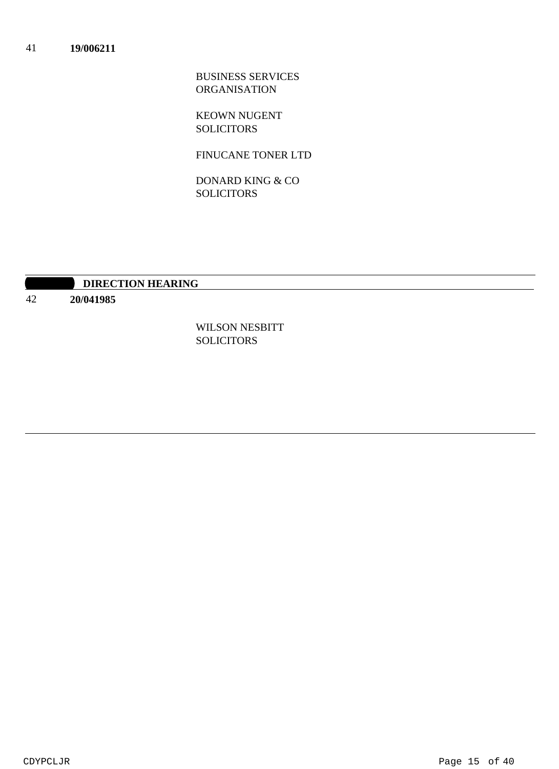41 **19/006211**

BUSINESS SERVICES ORGANISATION

KEOWN NUGENT SOLICITORS

FINUCANE TONER LTD

DONARD KING & CO SOLICITORS

---

**DIRECTION HEARING**

42 **20/041985**

WILSON NESBITT SOLICITORS

---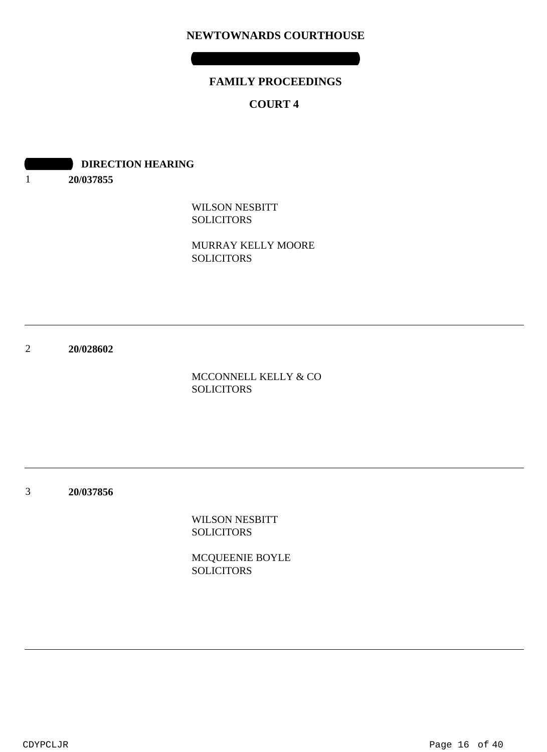# NEWTOWNARDS COURTHOUSE

## FAMILY PROCEEDINGS

## COURT 4

**DIRECTION HEARING**

1 **20/037855**

WILSON NESBITT
SOLICITORS

MURRAY KELLY MOORE
SOLICITORS

---

2 **20/028602**

MCCONNELL KELLY & CO
SOLICITORS

---

3 **20/037856**

WILSON NESBITT
SOLICITORS

MCQUEENIE BOYLE
SOLICITORS

---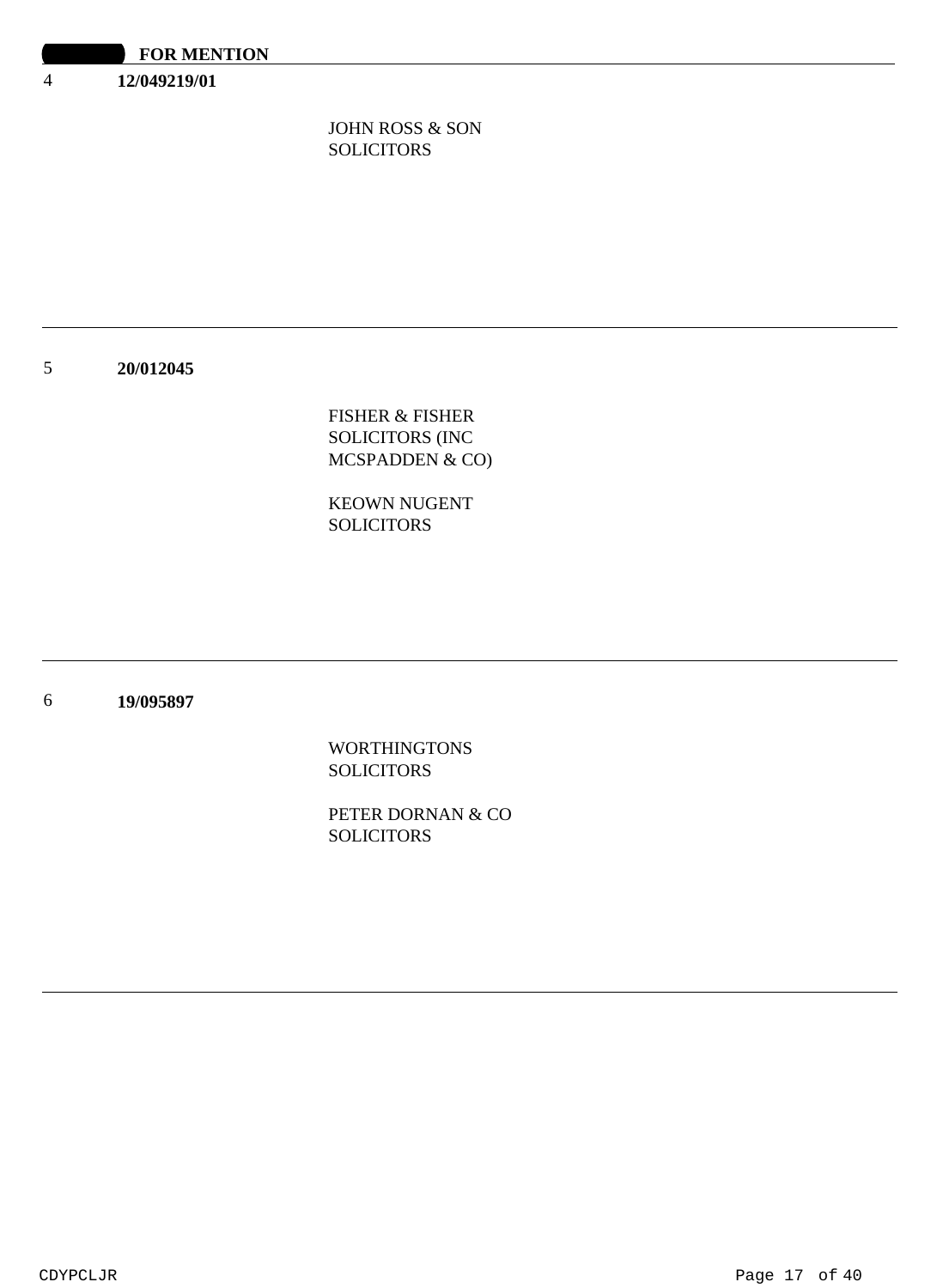**FOR MENTION**

4 **12/049219/01**

JOHN ROSS & SON
SOLICITORS

---

5 **20/012045**

FISHER & FISHER
SOLICITORS (INC
MCSPADDEN & CO)

KEOWN NUGENT
SOLICITORS

---

6 **19/095897**

WORTHINGTONS
SOLICITORS

PETER DORNAN & CO
SOLICITORS

---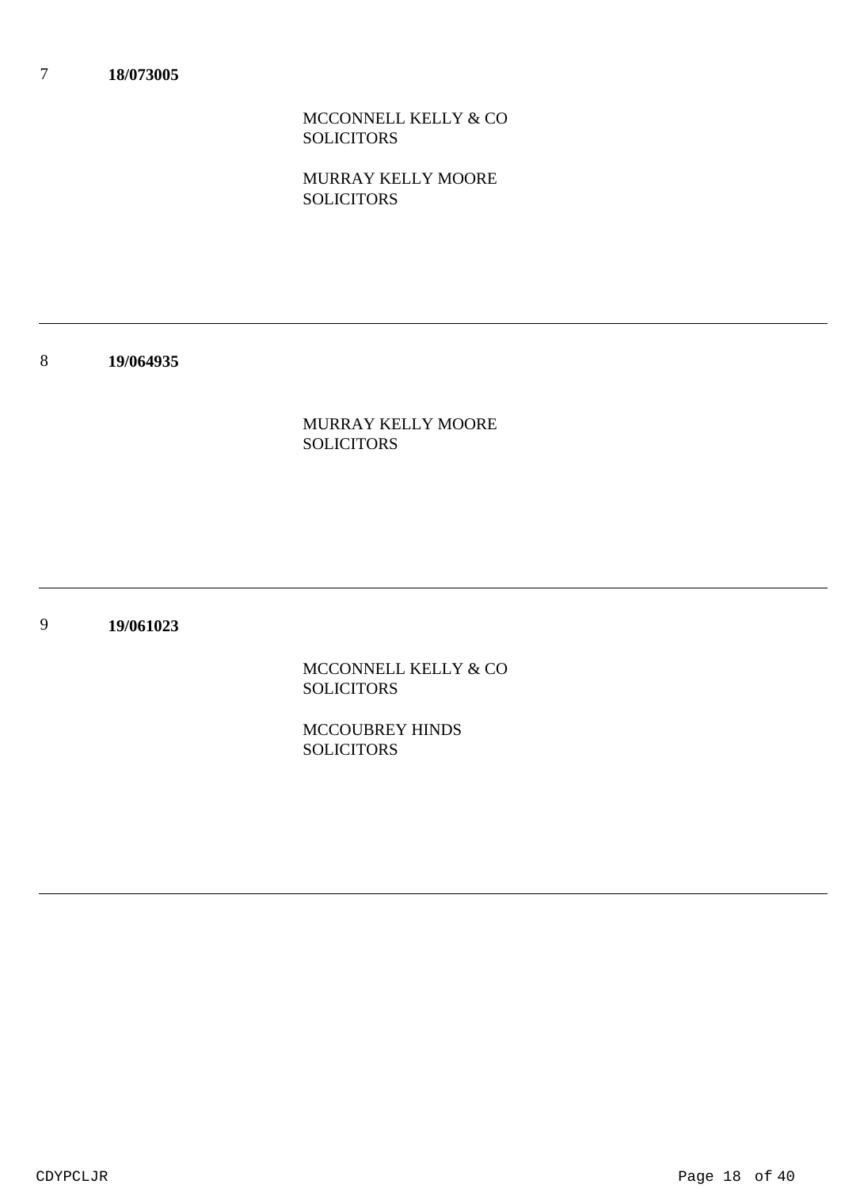7 **18/073005**

MCCONNELL KELLY & CO
SOLICITORS

MURRAY KELLY MOORE
SOLICITORS

---

8 **19/064935**

MURRAY KELLY MOORE
SOLICITORS

---

9 **19/061023**

MCCONNELL KELLY & CO
SOLICITORS

MCCOUBREY HINDS
SOLICITORS

---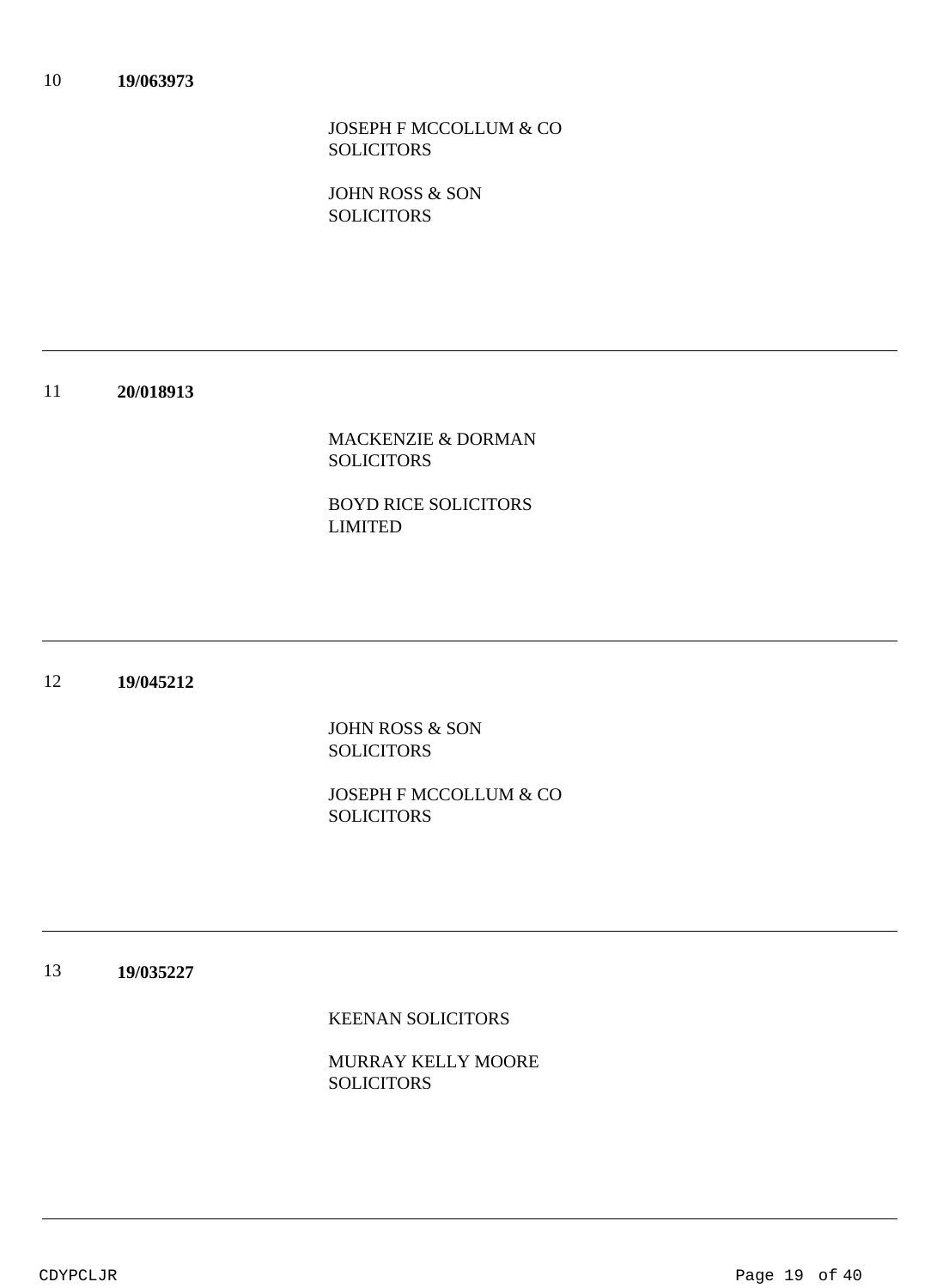10 **19/063973**

JOSEPH F MCCOLLUM & CO SOLICITORS

JOHN ROSS & SON SOLICITORS

---

11 **20/018913**

MACKENZIE & DORMAN SOLICITORS

BOYD RICE SOLICITORS LIMITED

---

12 **19/045212**

JOHN ROSS & SON SOLICITORS

JOSEPH F MCCOLLUM & CO SOLICITORS

---

13 **19/035227**

KEENAN SOLICITORS

MURRAY KELLY MOORE SOLICITORS

---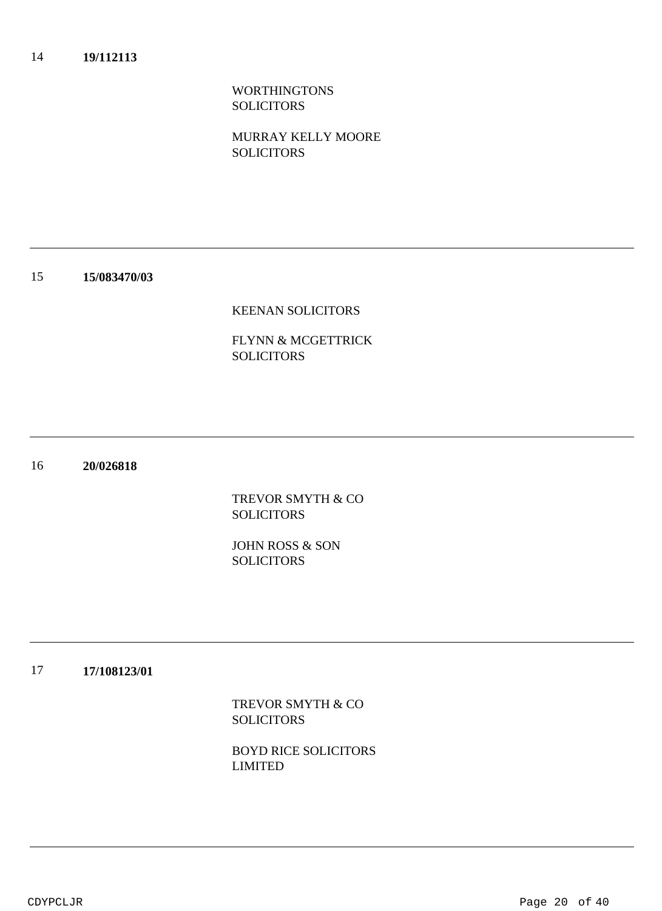14 **19/112113**

WORTHINGTONS SOLICITORS

MURRAY KELLY MOORE SOLICITORS

---

15 **15/083470/03**

KEENAN SOLICITORS

FLYNN & MCGETTRICK SOLICITORS

---

16 **20/026818**

TREVOR SMYTH & CO SOLICITORS

JOHN ROSS & SON SOLICITORS

---

17 **17/108123/01**

TREVOR SMYTH & CO SOLICITORS

BOYD RICE SOLICITORS LIMITED

---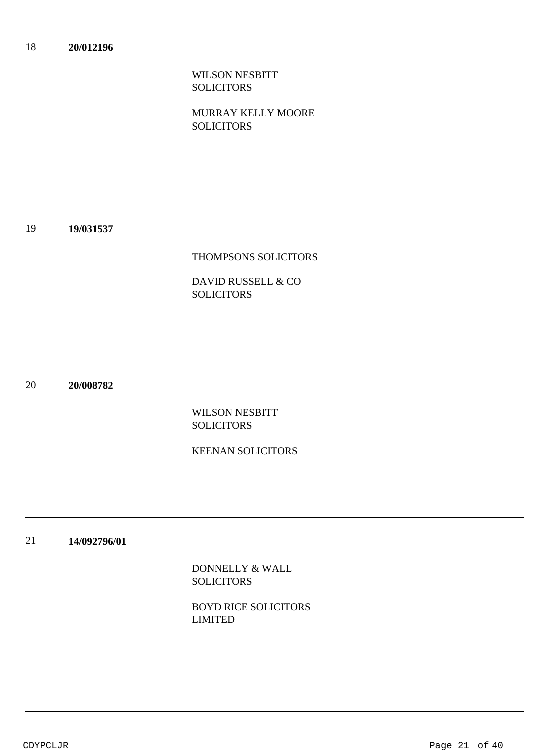18 **20/012196**

WILSON NESBITT SOLICITORS

MURRAY KELLY MOORE SOLICITORS

---

19 **19/031537**

THOMPSONS SOLICITORS

DAVID RUSSELL & CO SOLICITORS

---

20 **20/008782**

WILSON NESBITT SOLICITORS

KEENAN SOLICITORS

---

21 **14/092796/01**

DONNELLY & WALL SOLICITORS

BOYD RICE SOLICITORS LIMITED

---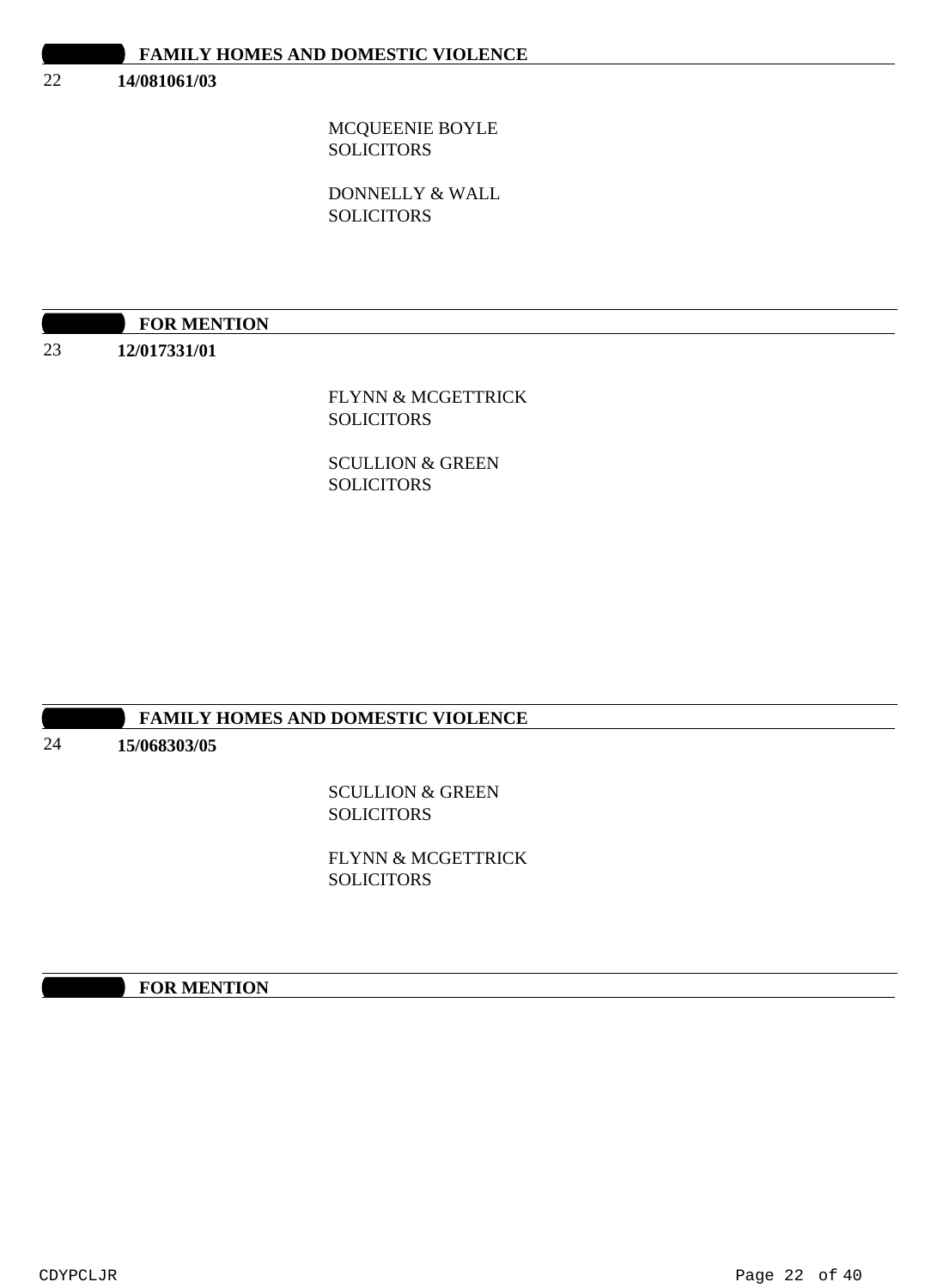**FAMILY HOMES AND DOMESTIC VIOLENCE**

22 **14/081061/03**

MCQUEENIE BOYLE
SOLICITORS

DONNELLY & WALL
SOLICITORS

**FOR MENTION**

23 **12/017331/01**

FLYNN & MCGETTRICK
SOLICITORS

SCULLION & GREEN
SOLICITORS

**FAMILY HOMES AND DOMESTIC VIOLENCE**

24 **15/068303/05**

SCULLION & GREEN
SOLICITORS

FLYNN & MCGETTRICK
SOLICITORS

**FOR MENTION**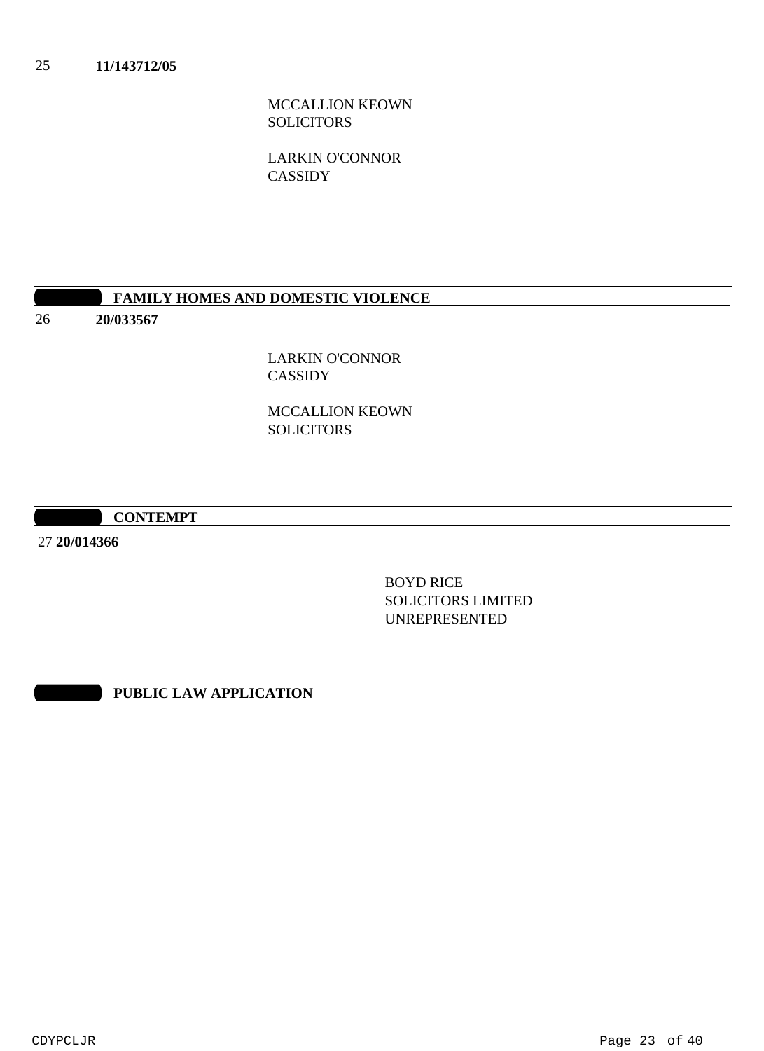25 **11/143712/05**

MCCALLION KEOWN
SOLICITORS

LARKIN O'CONNOR
CASSIDY

## FAMILY HOMES AND DOMESTIC VIOLENCE

26 **20/033567**

LARKIN O'CONNOR
CASSIDY

MCCALLION KEOWN
SOLICITORS

## CONTEMPT

27 **20/014366**

BOYD RICE
SOLICITORS LIMITED
UNREPRESENTED

## PUBLIC LAW APPLICATION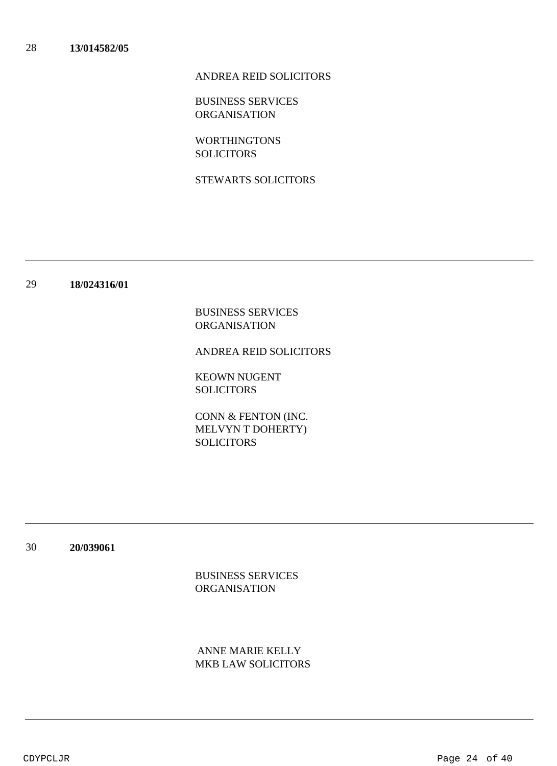28 **13/014582/05**

ANDREA REID SOLICITORS

BUSINESS SERVICES ORGANISATION

WORTHINGTONS SOLICITORS

STEWARTS SOLICITORS

---

29 **18/024316/01**

BUSINESS SERVICES ORGANISATION

ANDREA REID SOLICITORS

KEOWN NUGENT SOLICITORS

CONN & FENTON (INC. MELVYN T DOHERTY) SOLICITORS

---

30 **20/039061**

BUSINESS SERVICES ORGANISATION

ANNE MARIE KELLY
MKB LAW SOLICITORS

---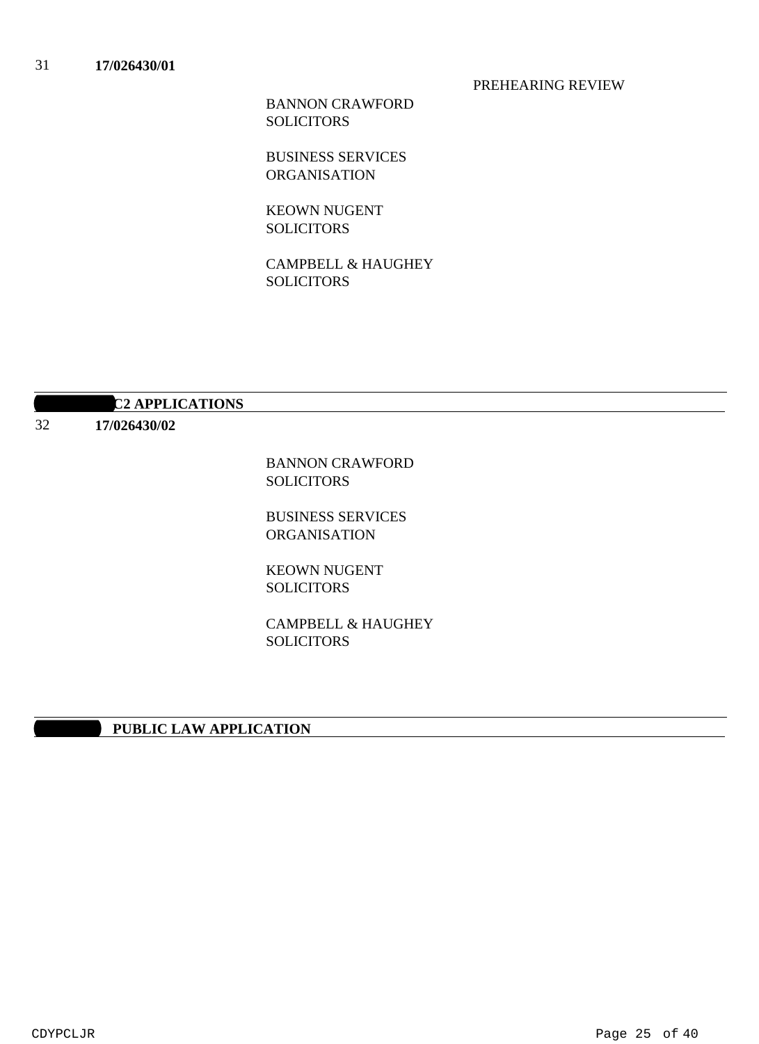31 **17/026430/01**

PREHEARING REVIEW

BANNON CRAWFORD SOLICITORS

BUSINESS SERVICES ORGANISATION

KEOWN NUGENT SOLICITORS

CAMPBELL & HAUGHEY SOLICITORS

**C2 APPLICATIONS**

32 **17/026430/02**

BANNON CRAWFORD SOLICITORS

BUSINESS SERVICES ORGANISATION

KEOWN NUGENT SOLICITORS

CAMPBELL & HAUGHEY SOLICITORS

**PUBLIC LAW APPLICATION**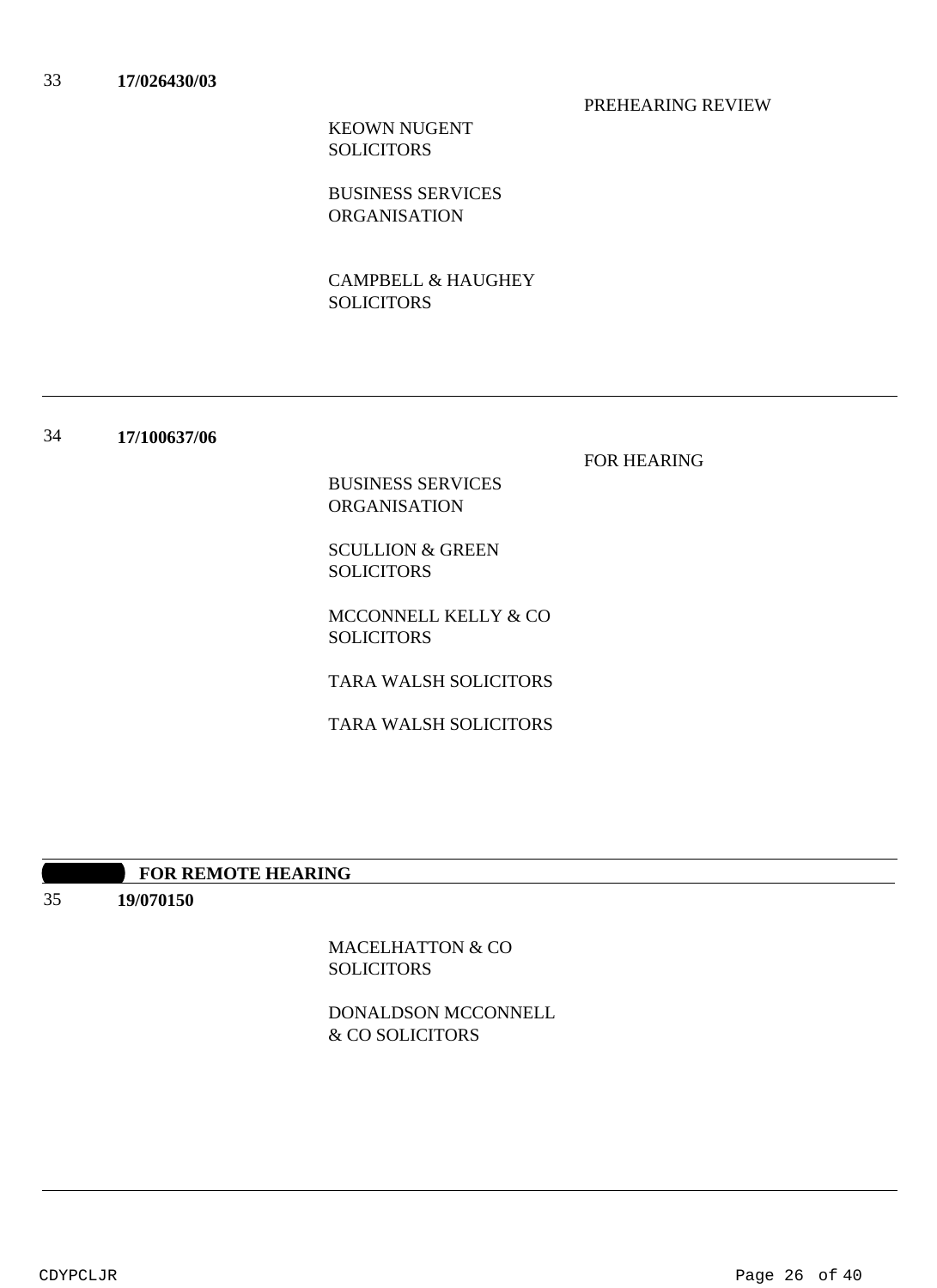33 **17/026430/03**

PREHEARING REVIEW

KEOWN NUGENT SOLICITORS

BUSINESS SERVICES ORGANISATION

CAMPBELL & HAUGHEY SOLICITORS

---

34 **17/100637/06**

FOR HEARING

BUSINESS SERVICES ORGANISATION

SCULLION & GREEN SOLICITORS

MCCONNELL KELLY & CO SOLICITORS

TARA WALSH SOLICITORS

TARA WALSH SOLICITORS

---

**FOR REMOTE HEARING**

35 **19/070150**

MACELHATTON & CO SOLICITORS

DONALDSON MCCONNELL & CO SOLICITORS

---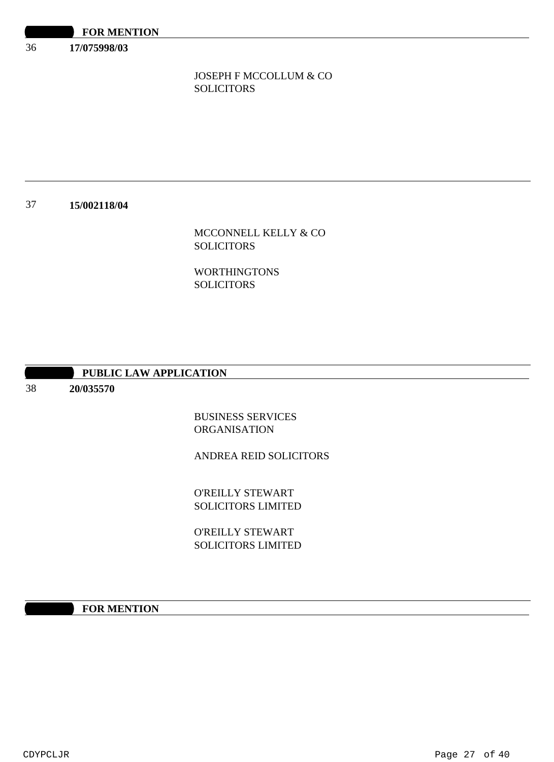**FOR MENTION**

36 **17/075998/03**

JOSEPH F MCCOLLUM & CO
SOLICITORS

---

37 **15/002118/04**

MCCONNELL KELLY & CO
SOLICITORS

WORTHINGTONS
SOLICITORS

**PUBLIC LAW APPLICATION**

38 **20/035570**

BUSINESS SERVICES
ORGANISATION

ANDREA REID SOLICITORS

O'REILLY STEWART
SOLICITORS LIMITED

O'REILLY STEWART
SOLICITORS LIMITED

**FOR MENTION**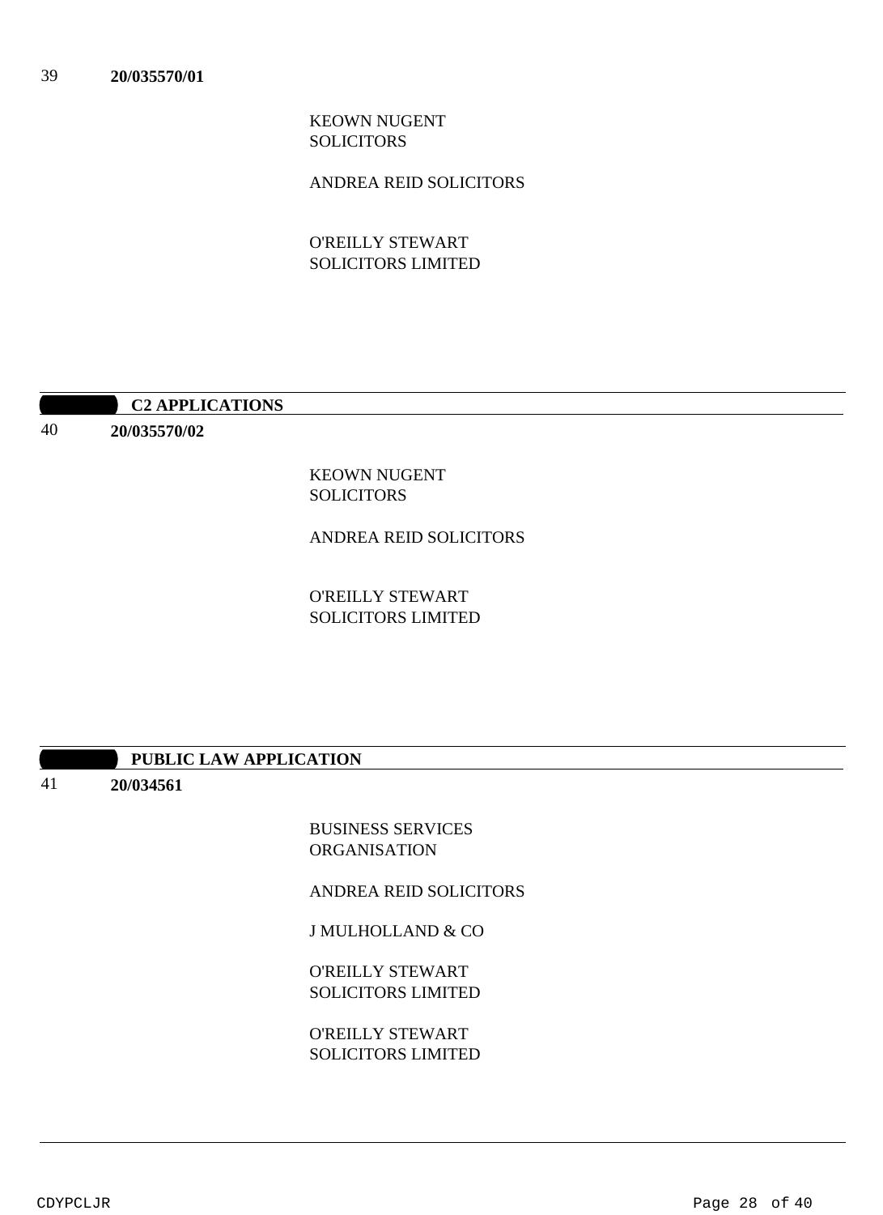39 **20/035570/01**

KEOWN NUGENT SOLICITORS

ANDREA REID SOLICITORS

O'REILLY STEWART SOLICITORS LIMITED

## C2 APPLICATIONS

40 **20/035570/02**

KEOWN NUGENT SOLICITORS

ANDREA REID SOLICITORS

O'REILLY STEWART SOLICITORS LIMITED

## PUBLIC LAW APPLICATION

41 **20/034561**

BUSINESS SERVICES ORGANISATION

ANDREA REID SOLICITORS

J MULHOLLAND & CO

O'REILLY STEWART SOLICITORS LIMITED

O'REILLY STEWART SOLICITORS LIMITED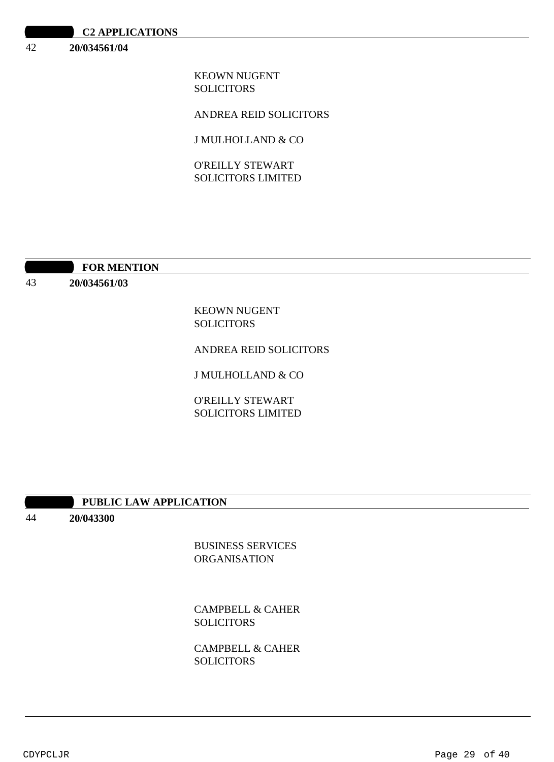**C2 APPLICATIONS**

42 **20/034561/04**

KEOWN NUGENT SOLICITORS

ANDREA REID SOLICITORS

J MULHOLLAND & CO

O'REILLY STEWART SOLICITORS LIMITED

**FOR MENTION**

43 **20/034561/03**

KEOWN NUGENT SOLICITORS

ANDREA REID SOLICITORS

J MULHOLLAND & CO

O'REILLY STEWART SOLICITORS LIMITED

**PUBLIC LAW APPLICATION**

44 **20/043300**

BUSINESS SERVICES ORGANISATION

CAMPBELL & CAHER SOLICITORS

CAMPBELL & CAHER SOLICITORS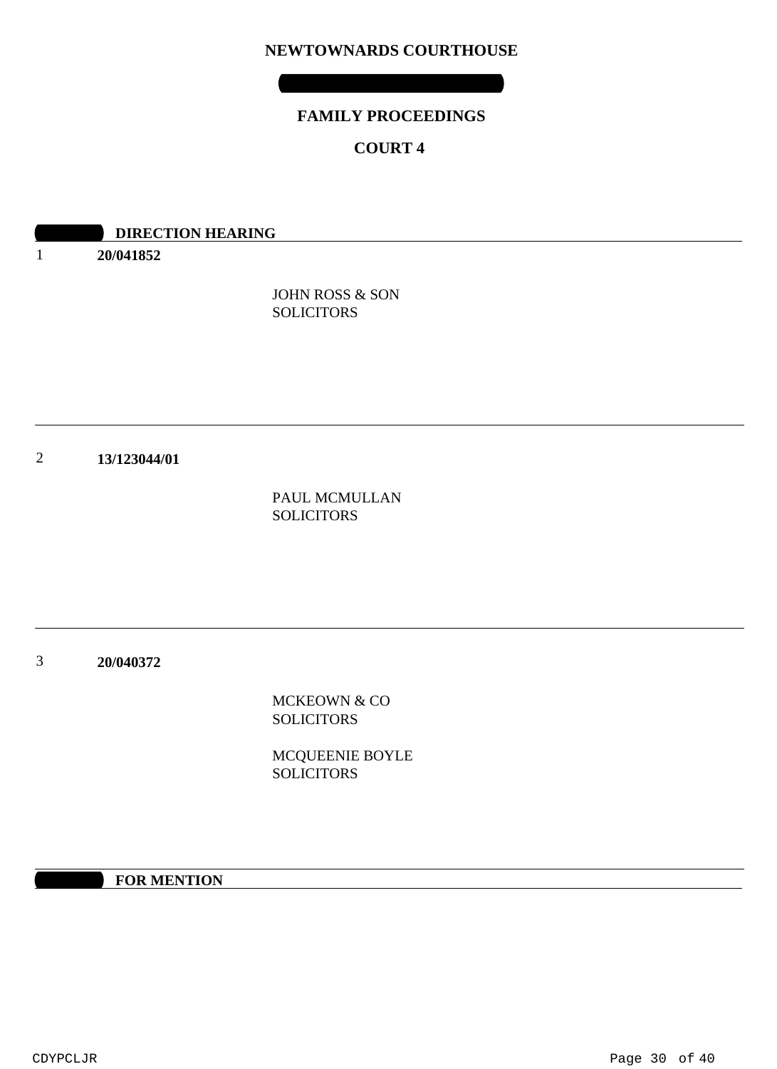**NEWTOWNARDS COURTHOUSE**

**FAMILY PROCEEDINGS**

**COURT 4**

**DIRECTION HEARING**

1 **20/041852**

JOHN ROSS & SON
SOLICITORS

---

2 **13/123044/01**

PAUL MCMULLAN
SOLICITORS

---

3 **20/040372**

MCKEOWN & CO
SOLICITORS

MCQUEENIE BOYLE
SOLICITORS

---

**FOR MENTION**

CDYPCLJR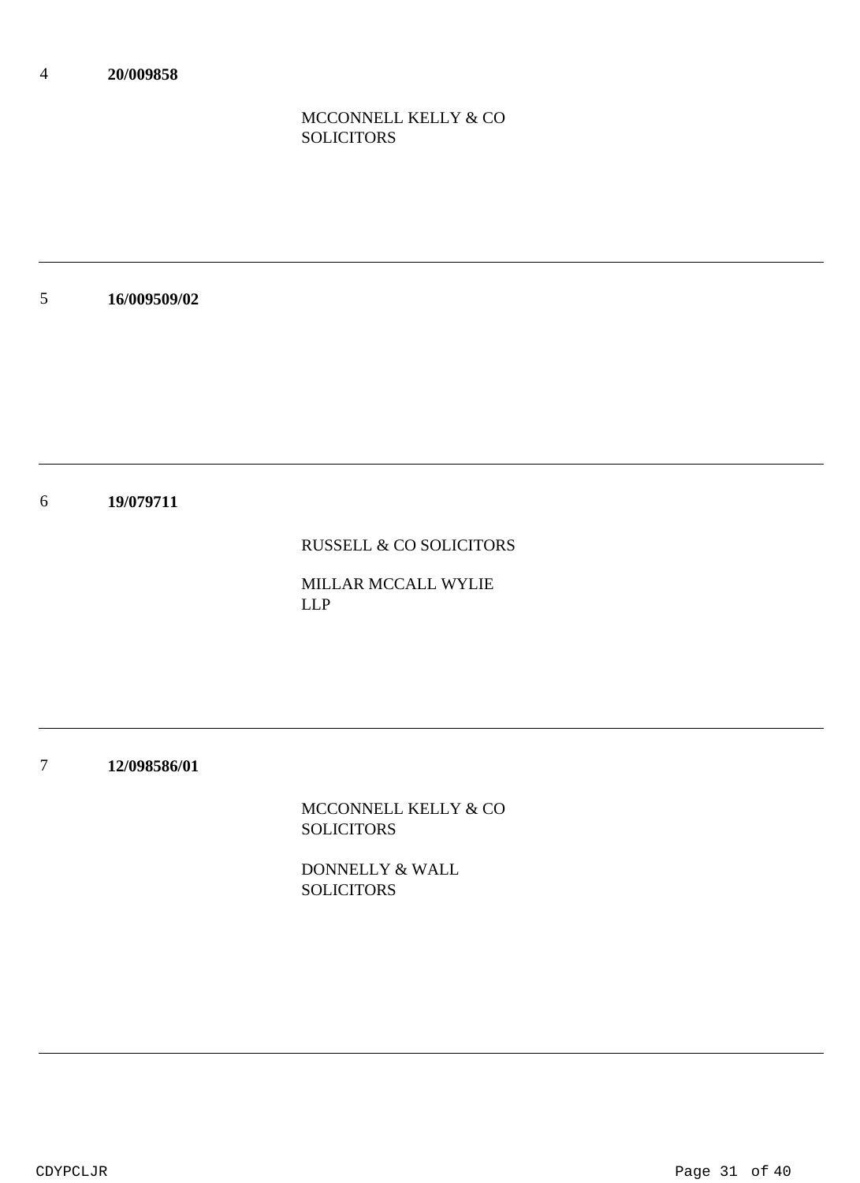4 **20/009858**

MCCONNELL KELLY & CO SOLICITORS

---

5 **16/009509/02**

---

6 **19/079711**

RUSSELL & CO SOLICITORS

MILLAR MCCALL WYLIE LLP

---

7 **12/098586/01**

MCCONNELL KELLY & CO SOLICITORS

DONNELLY & WALL SOLICITORS

---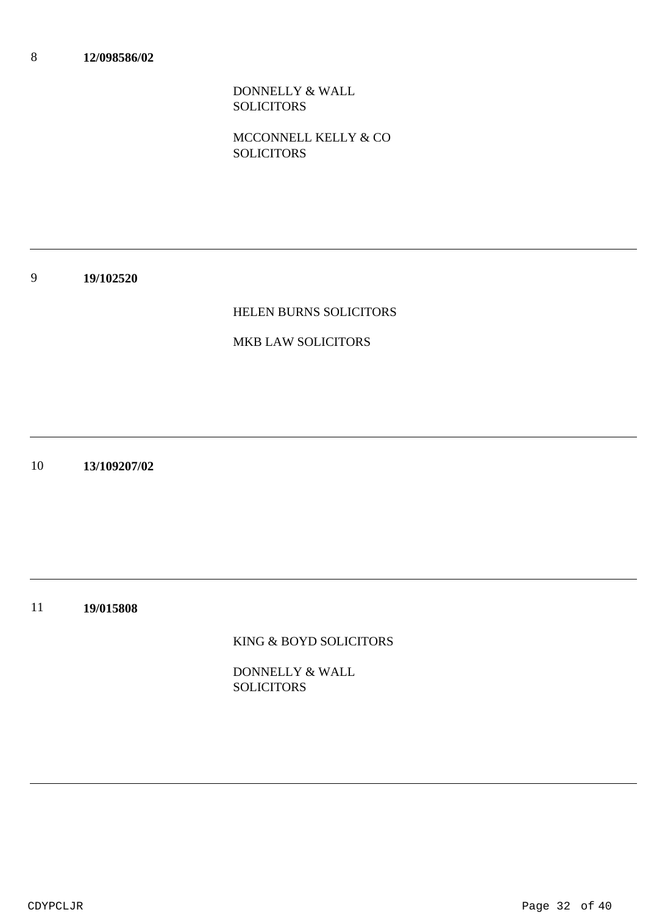8 **12/098586/02**

DONNELLY & WALL SOLICITORS

MCCONNELL KELLY & CO SOLICITORS

---

9 **19/102520**

HELEN BURNS SOLICITORS

MKB LAW SOLICITORS

---

10 **13/109207/02**

---

11 **19/015808**

KING & BOYD SOLICITORS

DONNELLY & WALL SOLICITORS

---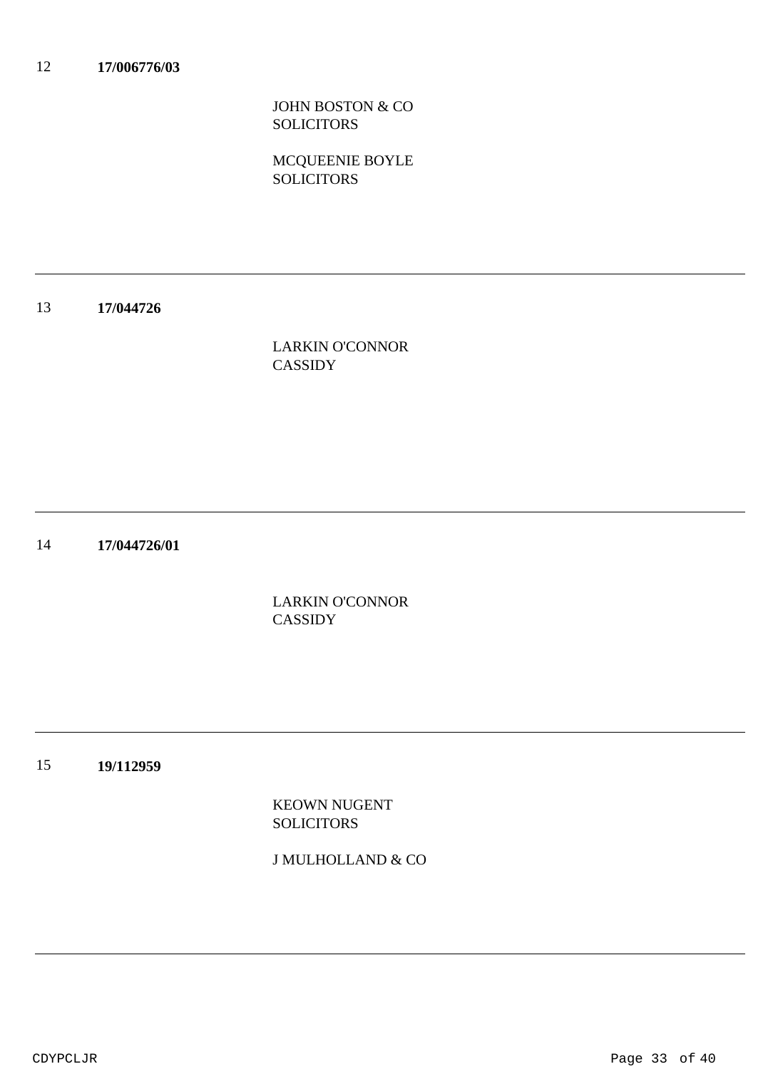12 **17/006776/03**

JOHN BOSTON & CO
SOLICITORS

MCQUEENIE BOYLE
SOLICITORS

---

13 **17/044726**

LARKIN O'CONNOR
CASSIDY

---

14 **17/044726/01**

LARKIN O'CONNOR
CASSIDY

---

15 **19/112959**

KEOWN NUGENT
SOLICITORS

J MULHOLLAND & CO

---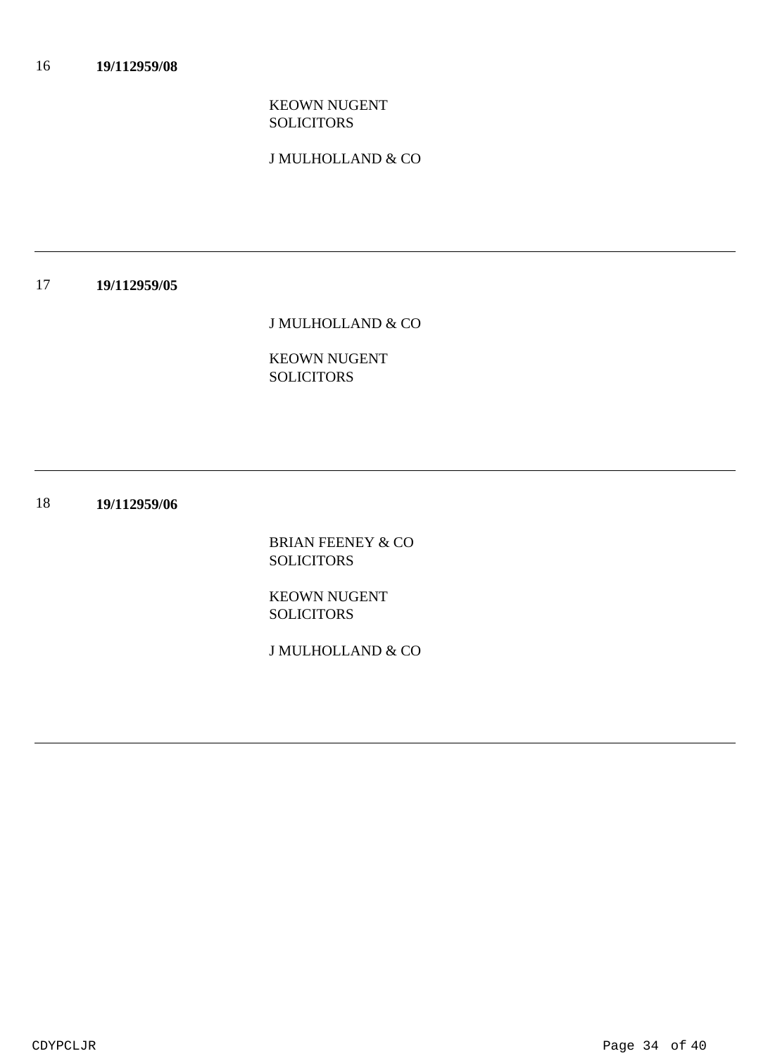16 **19/112959/08**

KEOWN NUGENT
SOLICITORS

J MULHOLLAND & CO

---

17 **19/112959/05**

J MULHOLLAND & CO

KEOWN NUGENT
SOLICITORS

---

18 **19/112959/06**

BRIAN FEENEY & CO
SOLICITORS

KEOWN NUGENT
SOLICITORS

J MULHOLLAND & CO

---

CDYPCLJR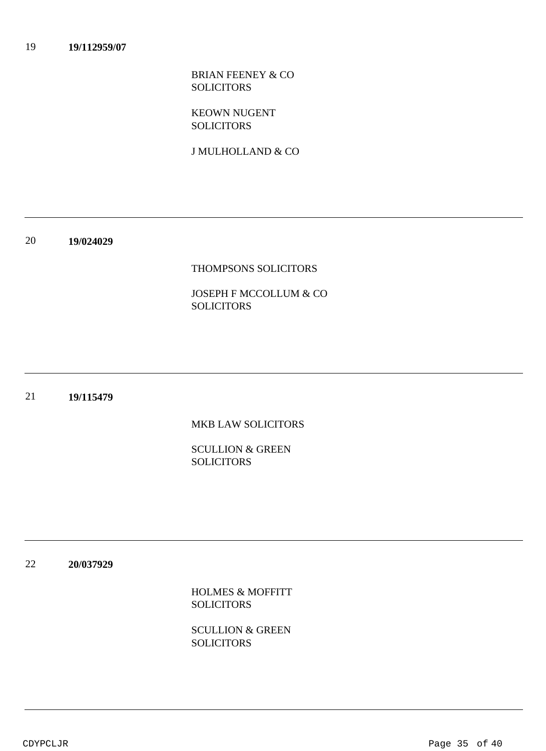19 **19/112959/07**

BRIAN FEENEY & CO SOLICITORS

KEOWN NUGENT SOLICITORS

J MULHOLLAND & CO

---

20 **19/024029**

THOMPSONS SOLICITORS

JOSEPH F MCCOLLUM & CO SOLICITORS

---

21 **19/115479**

MKB LAW SOLICITORS

SCULLION & GREEN SOLICITORS

---

22 **20/037929**

HOLMES & MOFFITT SOLICITORS

SCULLION & GREEN SOLICITORS

---

CDYPCLJR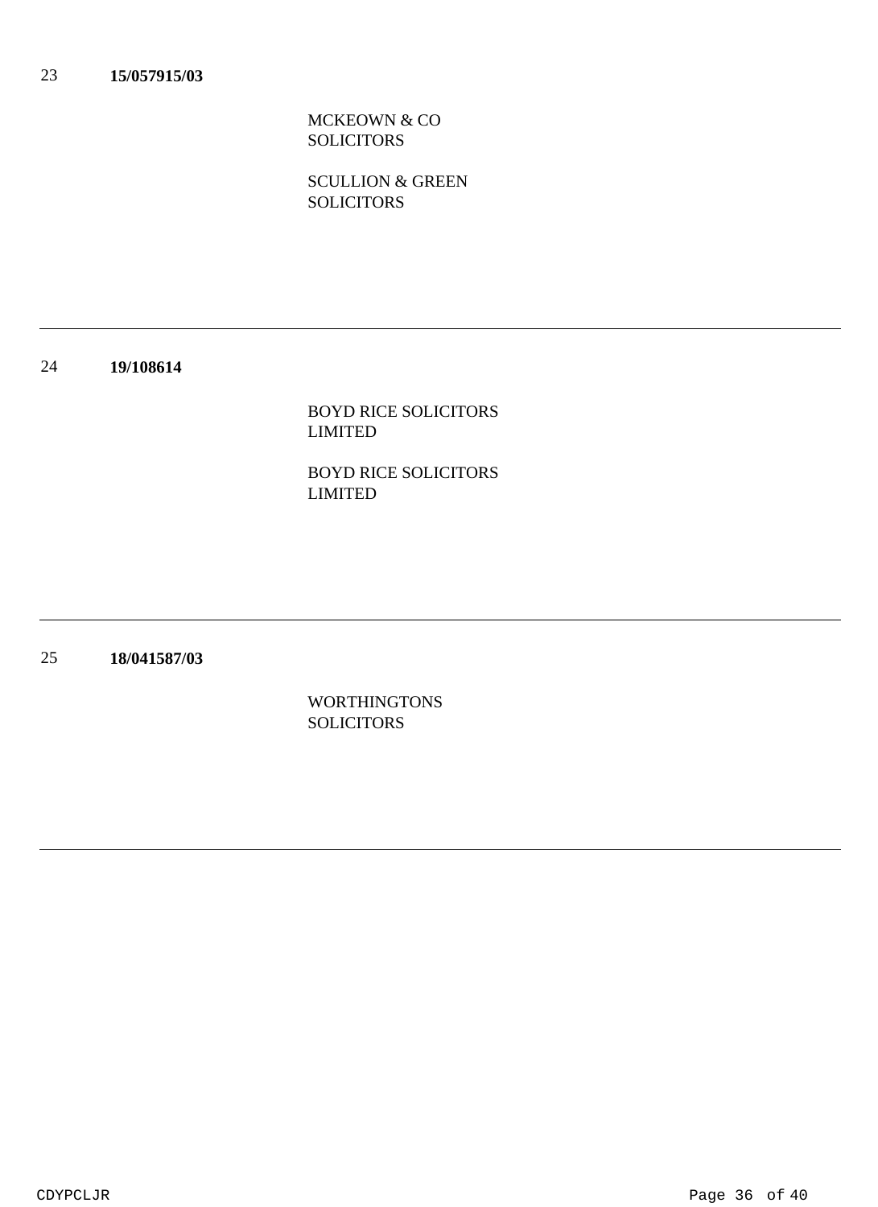23 **15/057915/03**

MCKEOWN & CO SOLICITORS

SCULLION & GREEN SOLICITORS

---

24 **19/108614**

BOYD RICE SOLICITORS LIMITED

BOYD RICE SOLICITORS LIMITED

---

25 **18/041587/03**

WORTHINGTONS SOLICITORS

---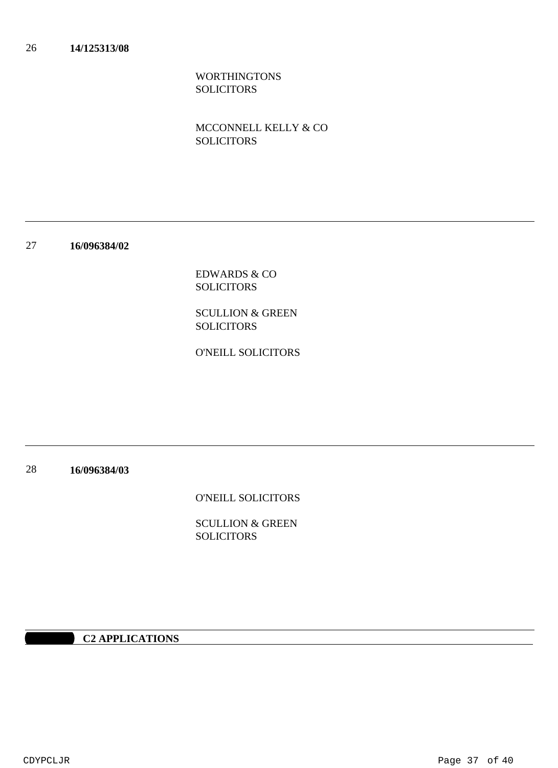26 **14/125313/08**

WORTHINGTONS SOLICITORS

MCCONNELL KELLY & CO SOLICITORS

---

27 **16/096384/02**

EDWARDS & CO SOLICITORS

SCULLION & GREEN SOLICITORS

O'NEILL SOLICITORS

---

28 **16/096384/03**

O'NEILL SOLICITORS

SCULLION & GREEN SOLICITORS

---

**C2 APPLICATIONS**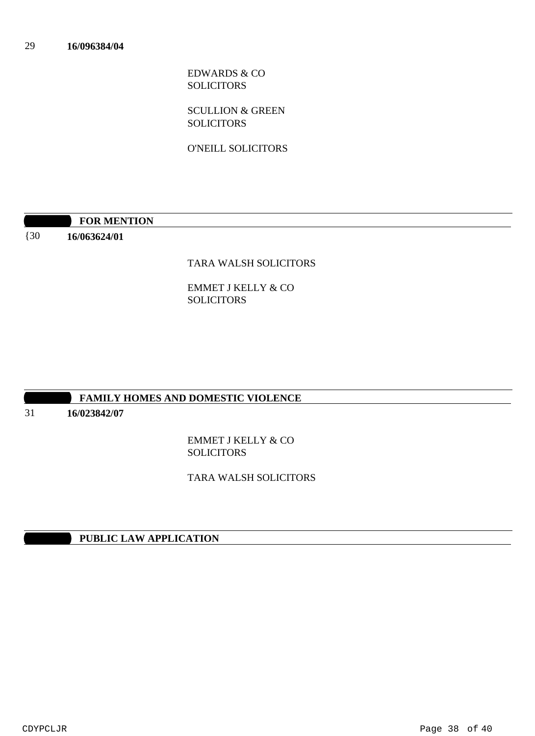29 **16/096384/04**

EDWARDS & CO
SOLICITORS

SCULLION & GREEN
SOLICITORS

O'NEILL SOLICITORS

**FOR MENTION**

{30 **16/063624/01**

TARA WALSH SOLICITORS

EMMET J KELLY & CO
SOLICITORS

**FAMILY HOMES AND DOMESTIC VIOLENCE**

31 **16/023842/07**

EMMET J KELLY & CO
SOLICITORS

TARA WALSH SOLICITORS

**PUBLIC LAW APPLICATION**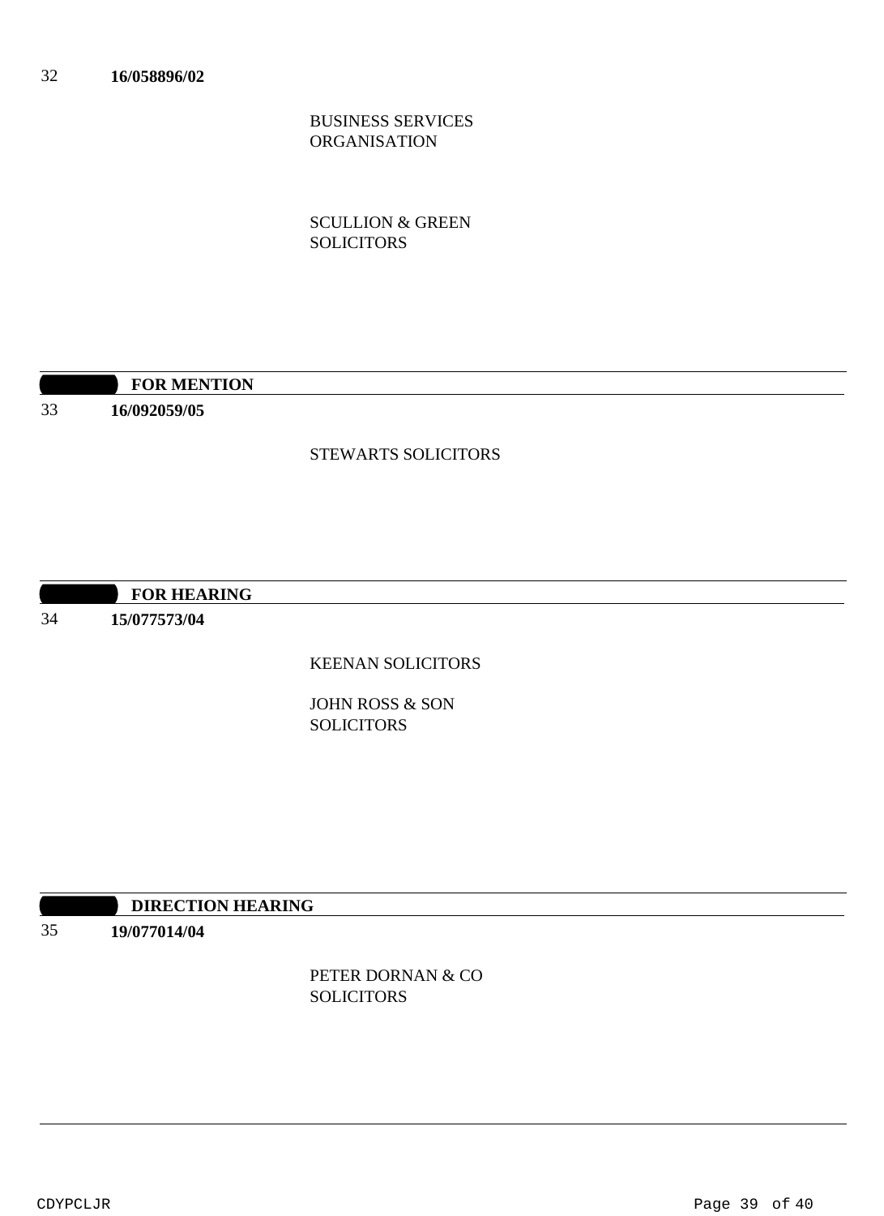32 **16/058896/02**

BUSINESS SERVICES ORGANISATION

SCULLION & GREEN SOLICITORS

---

**FOR MENTION**

33 **16/092059/05**

STEWARTS SOLICITORS

---

**FOR HEARING**

34 **15/077573/04**

KEENAN SOLICITORS

JOHN ROSS & SON SOLICITORS

---

**DIRECTION HEARING**

35 **19/077014/04**

PETER DORNAN & CO SOLICITORS

---

CDYPCLJR